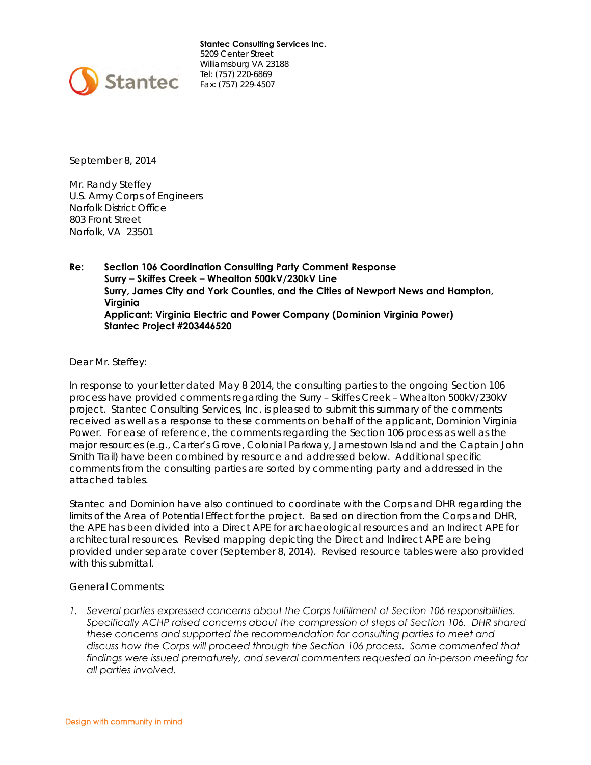**Stantec Consulting Services Inc.**
5209 Center Street
Williamsburg VA 23188
Tel: (757) 220-6869
Fax: (757) 229-4507

September 8, 2014

Mr. Randy Steffey
U.S. Army Corps of Engineers
Norfolk District Office
803 Front Street
Norfolk, VA 23501

**Re: Section 106 Coordination Consulting Party Comment Response**
**Surry – Skiffes Creek – Whealton 500kV/230kV Line**
**Surry, James City and York Counties, and the Cities of Newport News and Hampton, Virginia**
**Applicant: Virginia Electric and Power Company (Dominion Virginia Power)**
**Stantec Project #203446520**

Dear Mr. Steffey:

In response to your letter dated May 8 2014, the consulting parties to the ongoing Section 106 process have provided comments regarding the Surry – Skiffes Creek – Whealton 500kV/230kV project. Stantec Consulting Services, Inc. is pleased to submit this summary of the comments received as well as a response to these comments on behalf of the applicant, Dominion Virginia Power. For ease of reference, the comments regarding the Section 106 process as well as the major resources (e.g., Carter's Grove, Colonial Parkway, Jamestown Island and the Captain John Smith Trail) have been combined by resource and addressed below. Additional specific comments from the consulting parties are sorted by commenting party and addressed in the attached tables.

Stantec and Dominion have also continued to coordinate with the Corps and DHR regarding the limits of the Area of Potential Effect for the project. Based on direction from the Corps and DHR, the APE has been divided into a Direct APE for archaeological resources and an Indirect APE for architectural resources. Revised mapping depicting the Direct and Indirect APE are being provided under separate cover (September 8, 2014). Revised resource tables were also provided with this submittal.

<u>General Comments:</u>

1. *Several parties expressed concerns about the Corps fulfillment of Section 106 responsibilities. Specifically ACHP raised concerns about the compression of steps of Section 106. DHR shared these concerns and supported the recommendation for consulting parties to meet and discuss how the Corps will proceed through the Section 106 process. Some commented that findings were issued prematurely, and several commenters requested an in-person meeting for all parties involved.*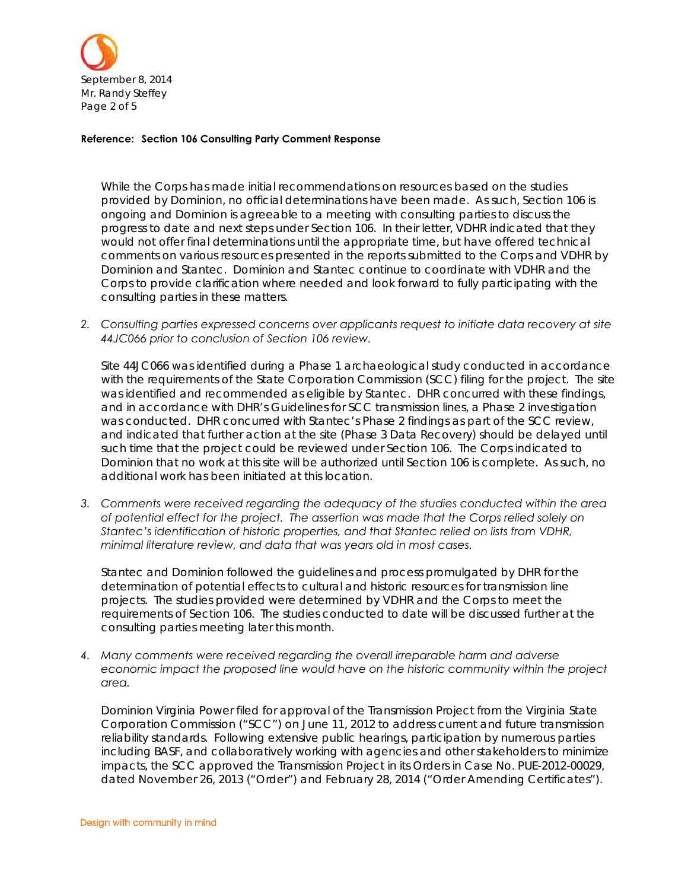**Reference: Section 106 Consulting Party Comment Response**

While the Corps has made initial recommendations on resources based on the studies provided by Dominion, no official determinations have been made. As such, Section 106 is ongoing and Dominion is agreeable to a meeting with consulting parties to discuss the progress to date and next steps under Section 106. In their letter, VDHR indicated that they would not offer final determinations until the appropriate time, but have offered technical comments on various resources presented in the reports submitted to the Corps and VDHR by Dominion and Stantec. Dominion and Stantec continue to coordinate with VDHR and the Corps to provide clarification where needed and look forward to fully participating with the consulting parties in these matters.

2. *Consulting parties expressed concerns over applicants request to initiate data recovery at site 44JC066 prior to conclusion of Section 106 review.*

   Site 44JC066 was identified during a Phase 1 archaeological study conducted in accordance with the requirements of the State Corporation Commission (SCC) filing for the project. The site was identified and recommended as eligible by Stantec. DHR concurred with these findings, and in accordance with DHR's Guidelines for SCC transmission lines, a Phase 2 investigation was conducted. DHR concurred with Stantec's Phase 2 findings as part of the SCC review, and indicated that further action at the site (Phase 3 Data Recovery) should be delayed until such time that the project could be reviewed under Section 106. The Corps indicated to Dominion that no work at this site will be authorized until Section 106 is complete. As such, no additional work has been initiated at this location.

3. *Comments were received regarding the adequacy of the studies conducted within the area of potential effect for the project. The assertion was made that the Corps relied solely on Stantec's identification of historic properties, and that Stantec relied on lists from VDHR, minimal literature review, and data that was years old in most cases.*

   Stantec and Dominion followed the guidelines and process promulgated by DHR for the determination of potential effects to cultural and historic resources for transmission line projects. The studies provided were determined by VDHR and the Corps to meet the requirements of Section 106. The studies conducted to date will be discussed further at the consulting parties meeting later this month.

4. *Many comments were received regarding the overall irreparable harm and adverse economic impact the proposed line would have on the historic community within the project area.*

   Dominion Virginia Power filed for approval of the Transmission Project from the Virginia State Corporation Commission ("SCC") on June 11, 2012 to address current and future transmission reliability standards. Following extensive public hearings, participation by numerous parties including BASF, and collaboratively working with agencies and other stakeholders to minimize impacts, the SCC approved the Transmission Project in its Orders in Case No. PUE-2012-00029, dated November 26, 2013 ("Order") and February 28, 2014 ("Order Amending Certificates").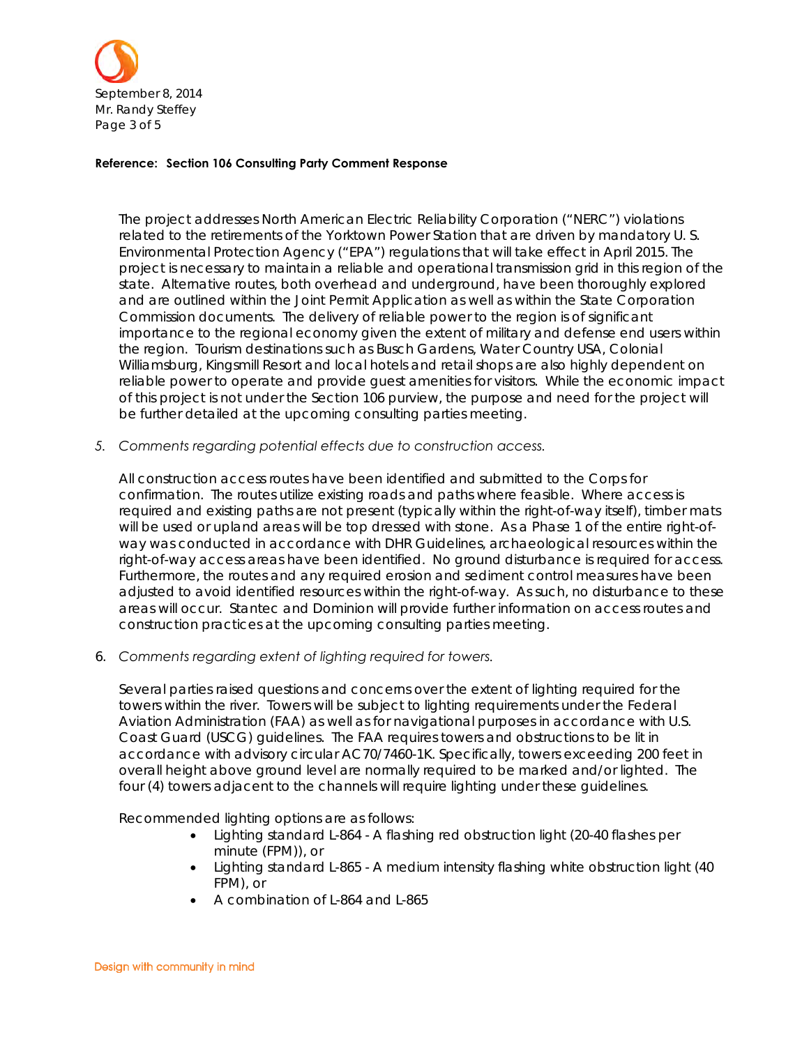**Reference: Section 106 Consulting Party Comment Response**

The project addresses North American Electric Reliability Corporation ("NERC") violations related to the retirements of the Yorktown Power Station that are driven by mandatory U. S. Environmental Protection Agency ("EPA") regulations that will take effect in April 2015. The project is necessary to maintain a reliable and operational transmission grid in this region of the state. Alternative routes, both overhead and underground, have been thoroughly explored and are outlined within the Joint Permit Application as well as within the State Corporation Commission documents. The delivery of reliable power to the region is of significant importance to the regional economy given the extent of military and defense end users within the region. Tourism destinations such as Busch Gardens, Water Country USA, Colonial Williamsburg, Kingsmill Resort and local hotels and retail shops are also highly dependent on reliable power to operate and provide guest amenities for visitors. While the economic impact of this project is not under the Section 106 purview, the purpose and need for the project will be further detailed at the upcoming consulting parties meeting.

5. *Comments regarding potential effects due to construction access.*

   All construction access routes have been identified and submitted to the Corps for confirmation. The routes utilize existing roads and paths where feasible. Where access is required and existing paths are not present (typically within the right-of-way itself), timber mats will be used or upland areas will be top dressed with stone. As a Phase 1 of the entire right-of-way was conducted in accordance with DHR Guidelines, archaeological resources within the right-of-way access areas have been identified. No ground disturbance is required for access. Furthermore, the routes and any required erosion and sediment control measures have been adjusted to avoid identified resources within the right-of-way. As such, no disturbance to these areas will occur. Stantec and Dominion will provide further information on access routes and construction practices at the upcoming consulting parties meeting.

6. *Comments regarding extent of lighting required for towers.*

   Several parties raised questions and concerns over the extent of lighting required for the towers within the river. Towers will be subject to lighting requirements under the Federal Aviation Administration (FAA) as well as for navigational purposes in accordance with U.S. Coast Guard (USCG) guidelines. The FAA requires towers and obstructions to be lit in accordance with advisory circular AC70/7460-1K. Specifically, towers exceeding 200 feet in overall height above ground level are normally required to be marked and/or lighted. The four (4) towers adjacent to the channels will require lighting under these guidelines.

   Recommended lighting options are as follows:

   - Lighting standard L-864 - A flashing red obstruction light (20-40 flashes per minute (FPM)), or
   - Lighting standard L-865 - A medium intensity flashing white obstruction light (40 FPM), or
   - A combination of L-864 and L-865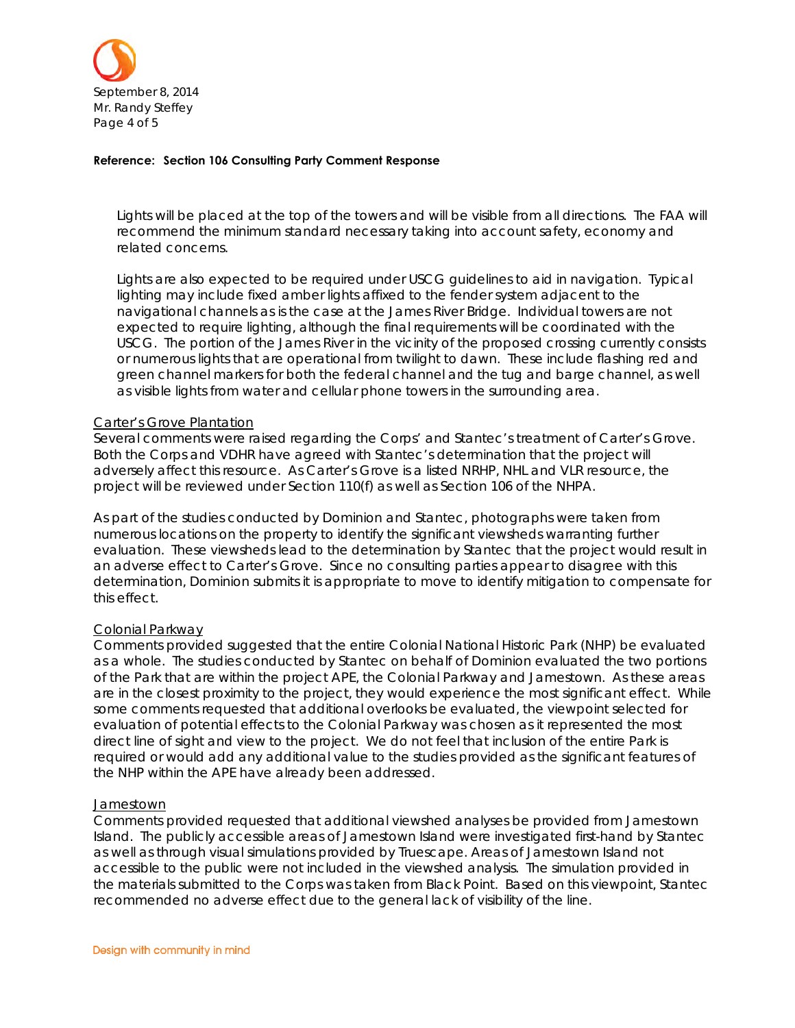**Reference: Section 106 Consulting Party Comment Response**

> Lights will be placed at the top of the towers and will be visible from all directions. The FAA will recommend the minimum standard necessary taking into account safety, economy and related concerns.
>
> Lights are also expected to be required under USCG guidelines to aid in navigation. Typical lighting may include fixed amber lights affixed to the fender system adjacent to the navigational channels as is the case at the James River Bridge. Individual towers are not expected to require lighting, although the final requirements will be coordinated with the USCG. The portion of the James River in the vicinity of the proposed crossing currently consists or numerous lights that are operational from twilight to dawn. These include flashing red and green channel markers for both the federal channel and the tug and barge channel, as well as visible lights from water and cellular phone towers in the surrounding area.

<u>Carter's Grove Plantation</u>
Several comments were raised regarding the Corps' and Stantec's treatment of Carter's Grove. Both the Corps and VDHR have agreed with Stantec's determination that the project will adversely affect this resource. As Carter's Grove is a listed NRHP, NHL and VLR resource, the project will be reviewed under Section 110(f) as well as Section 106 of the NHPA.

As part of the studies conducted by Dominion and Stantec, photographs were taken from numerous locations on the property to identify the significant viewsheds warranting further evaluation. These viewsheds lead to the determination by Stantec that the project would result in an adverse effect to Carter's Grove. Since no consulting parties appear to disagree with this determination, Dominion submits it is appropriate to move to identify mitigation to compensate for this effect.

<u>Colonial Parkway</u>
Comments provided suggested that the entire Colonial National Historic Park (NHP) be evaluated as a whole. The studies conducted by Stantec on behalf of Dominion evaluated the two portions of the Park that are within the project APE, the Colonial Parkway and Jamestown. As these areas are in the closest proximity to the project, they would experience the most significant effect. While some comments requested that additional overlooks be evaluated, the viewpoint selected for evaluation of potential effects to the Colonial Parkway was chosen as it represented the most direct line of sight and view to the project. We do not feel that inclusion of the entire Park is required or would add any additional value to the studies provided as the significant features of the NHP within the APE have already been addressed.

<u>Jamestown</u>
Comments provided requested that additional viewshed analyses be provided from Jamestown Island. The publicly accessible areas of Jamestown Island were investigated first-hand by Stantec as well as through visual simulations provided by Truescape. Areas of Jamestown Island not accessible to the public were not included in the viewshed analysis. The simulation provided in the materials submitted to the Corps was taken from Black Point. Based on this viewpoint, Stantec recommended no adverse effect due to the general lack of visibility of the line.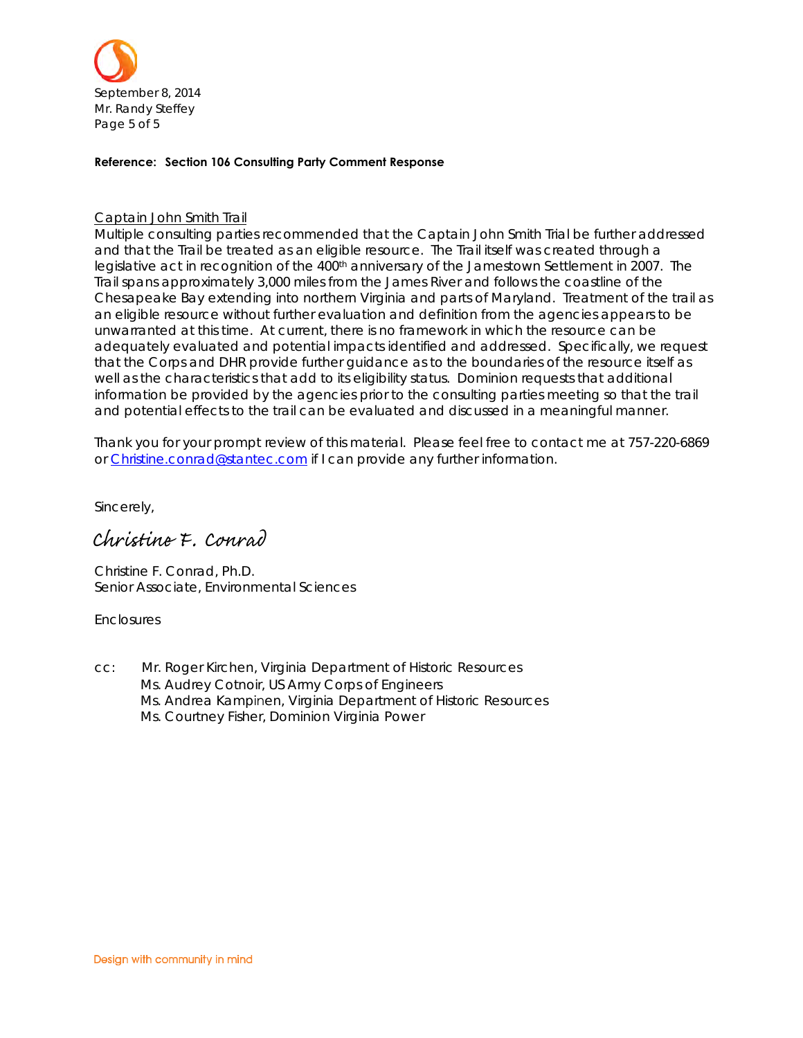September 8, 2014
Mr. Randy Steffey

**Reference: Section 106 Consulting Party Comment Response**

Captain John Smith Trail

Multiple consulting parties recommended that the Captain John Smith Trial be further addressed and that the Trail be treated as an eligible resource. The Trail itself was created through a legislative act in recognition of the 400th anniversary of the Jamestown Settlement in 2007. The Trail spans approximately 3,000 miles from the James River and follows the coastline of the Chesapeake Bay extending into northern Virginia and parts of Maryland. Treatment of the trail as an eligible resource without further evaluation and definition from the agencies appears to be unwarranted at this time. At current, there is no framework in which the resource can be adequately evaluated and potential impacts identified and addressed. Specifically, we request that the Corps and DHR provide further guidance as to the boundaries of the resource itself as well as the characteristics that add to its eligibility status. Dominion requests that additional information be provided by the agencies prior to the consulting parties meeting so that the trail and potential effects to the trail can be evaluated and discussed in a meaningful manner.

Thank you for your prompt review of this material. Please feel free to contact me at 757-220-6869 or Christine.conrad@stantec.com if I can provide any further information.

Sincerely,

*Christine F. Conrad*

Christine F. Conrad, Ph.D.
Senior Associate, Environmental Sciences

Enclosures

cc: Mr. Roger Kirchen, Virginia Department of Historic Resources
Ms. Audrey Cotnoir, US Army Corps of Engineers
Ms. Andrea Kampinen, Virginia Department of Historic Resources
Ms. Courtney Fisher, Dominion Virginia Power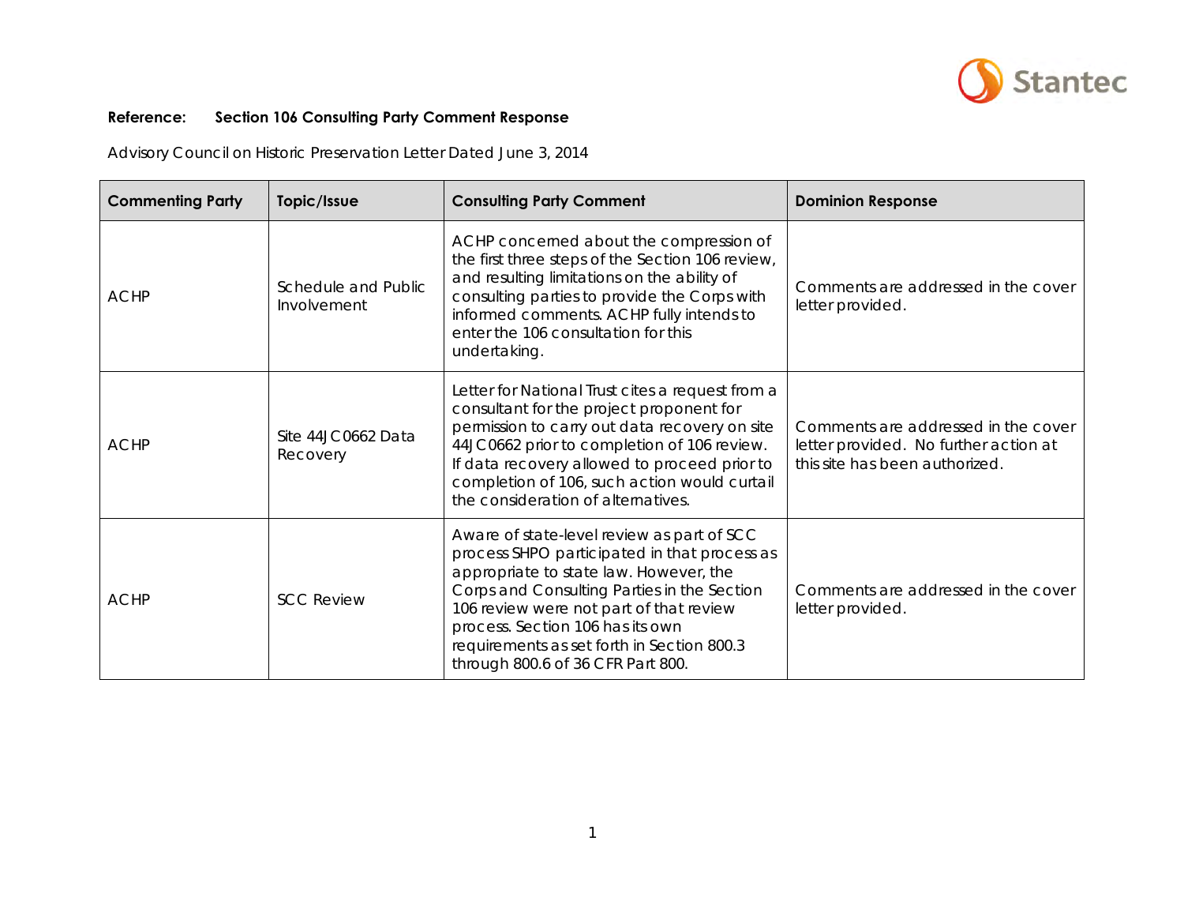**Reference: Section 106 Consulting Party Comment Response**

Advisory Council on Historic Preservation Letter Dated June 3, 2014

| Commenting Party | Topic/Issue | Consulting Party Comment | Dominion Response |
|---|---|---|---|
| ACHP | Schedule and Public Involvement | ACHP concerned about the compression of the first three steps of the Section 106 review, and resulting limitations on the ability of consulting parties to provide the Corps with informed comments. ACHP fully intends to enter the 106 consultation for this undertaking. | Comments are addressed in the cover letter provided. |
| ACHP | Site 44JC0662 Data Recovery | Letter for National Trust cites a request from a consultant for the project proponent for permission to carry out data recovery on site 44JC0662 prior to completion of 106 review. If data recovery allowed to proceed prior to completion of 106, such action would curtail the consideration of alternatives. | Comments are addressed in the cover letter provided. No further action at this site has been authorized. |
| ACHP | SCC Review | Aware of state-level review as part of SCC process SHPO participated in that process as appropriate to state law. However, the Corps and Consulting Parties in the Section 106 review were not part of that review process. Section 106 has its own requirements as set forth in Section 800.3 through 800.6 of 36 CFR Part 800. | Comments are addressed in the cover letter provided. |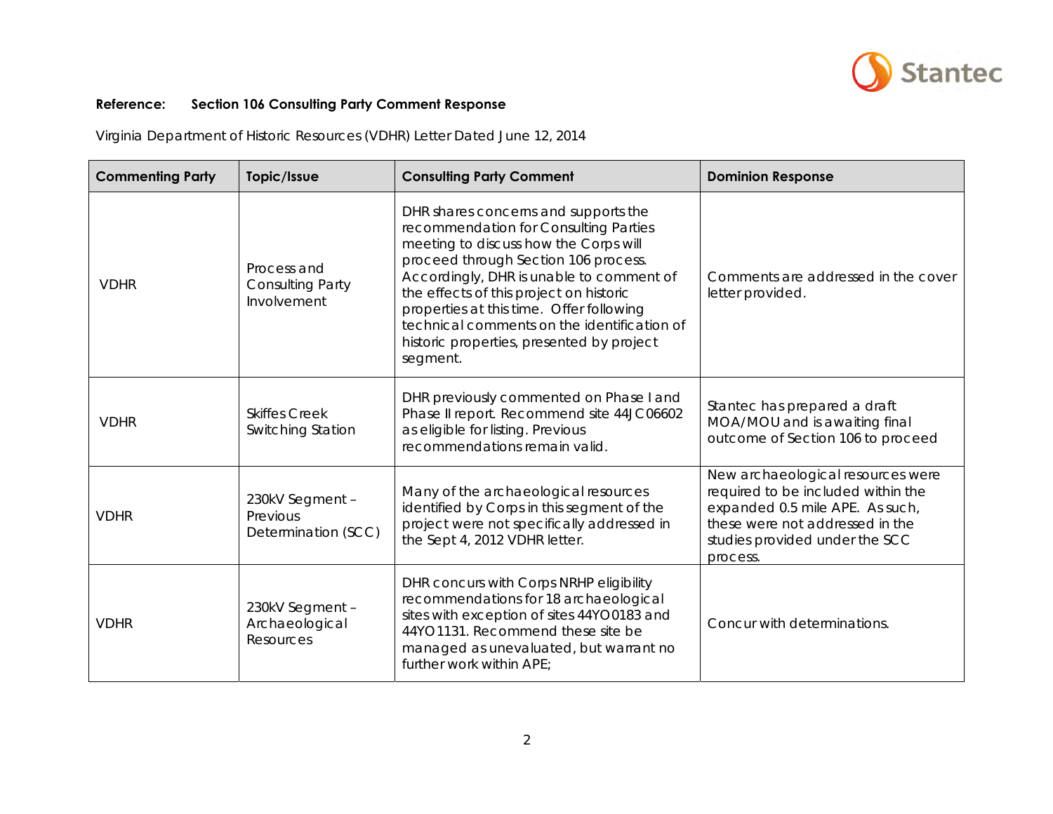**Reference: Section 106 Consulting Party Comment Response**

Virginia Department of Historic Resources (VDHR) Letter Dated June 12, 2014

| Commenting Party | Topic/Issue | Consulting Party Comment | Dominion Response |
|---|---|---|---|
| VDHR | Process and Consulting Party Involvement | DHR shares concerns and supports the recommendation for Consulting Parties meeting to discuss how the Corps will proceed through Section 106 process. Accordingly, DHR is unable to comment of the effects of this project on historic properties at this time. Offer following technical comments on the identification of historic properties, presented by project segment. | Comments are addressed in the cover letter provided. |
| VDHR | Skiffes Creek Switching Station | DHR previously commented on Phase I and Phase II report. Recommend site 44JC06602 as eligible for listing. Previous recommendations remain valid. | Stantec has prepared a draft MOA/MOU and is awaiting final outcome of Section 106 to proceed |
| VDHR | 230kV Segment – Previous Determination (SCC) | Many of the archaeological resources identified by Corps in this segment of the project were not specifically addressed in the Sept 4, 2012 VDHR letter. | New archaeological resources were required to be included within the expanded 0.5 mile APE. As such, these were not addressed in the studies provided under the SCC process. |
| VDHR | 230kV Segment – Archaeological Resources | DHR concurs with Corps NRHP eligibility recommendations for 18 archaeological sites with exception of sites 44YO0183 and 44YO1131. Recommend these site be managed as unevaluated, but warrant no further work within APE; | Concur with determinations. |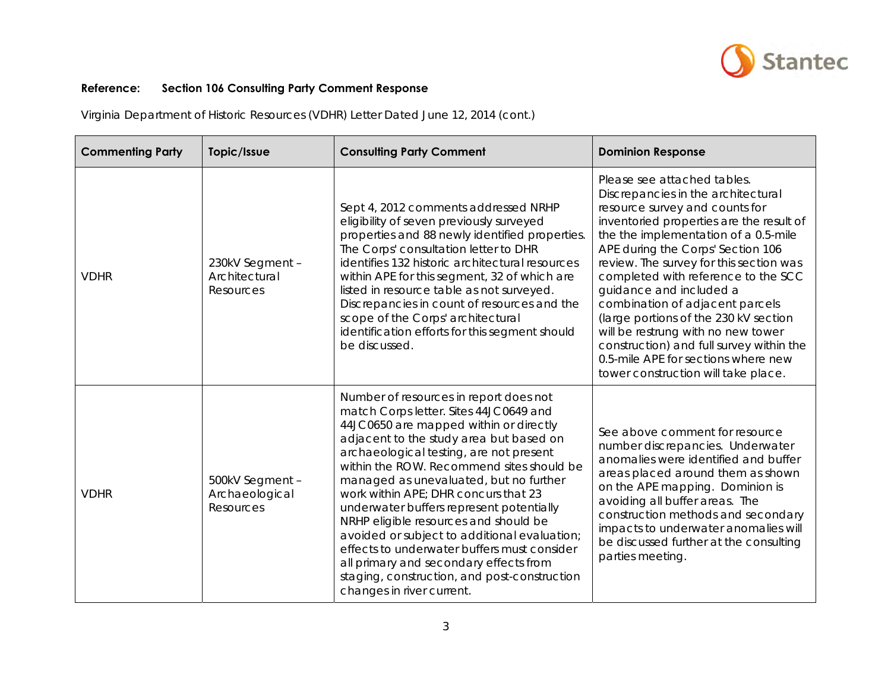**Reference: Section 106 Consulting Party Comment Response**

Virginia Department of Historic Resources (VDHR) Letter Dated June 12, 2014 (cont.)

| Commenting Party | Topic/Issue | Consulting Party Comment | Dominion Response |
|---|---|---|---|
| VDHR | 230kV Segment – Architectural Resources | Sept 4, 2012 comments addressed NRHP eligibility of seven previously surveyed properties and 88 newly identified properties. The Corps' consultation letter to DHR identifies 132 historic architectural resources within APE for this segment, 32 of which are listed in resource table as not surveyed. Discrepancies in count of resources and the scope of the Corps' architectural identification efforts for this segment should be discussed. | Please see attached tables. Discrepancies in the architectural resource survey and counts for inventoried properties are the result of the the implementation of a 0.5-mile APE during the Corps' Section 106 review. The survey for this section was completed with reference to the SCC guidance and included a combination of adjacent parcels (large portions of the 230 kV section will be restrung with no new tower construction) and full survey within the 0.5-mile APE for sections where new tower construction will take place. |
| VDHR | 500kV Segment – Archaeological Resources | Number of resources in report does not match Corps letter. Sites 44JC0649 and 44JC0650 are mapped within or directly adjacent to the study area but based on archaeological testing, are not present within the ROW. Recommend sites should be managed as unevaluated, but no further work within APE; DHR concurs that 23 underwater buffers represent potentially NRHP eligible resources and should be avoided or subject to additional evaluation; effects to underwater buffers must consider all primary and secondary effects from staging, construction, and post-construction changes in river current. | See above comment for resource number discrepancies. Underwater anomalies were identified and buffer areas placed around them as shown on the APE mapping. Dominion is avoiding all buffer areas. The construction methods and secondary impacts to underwater anomalies will be discussed further at the consulting parties meeting. |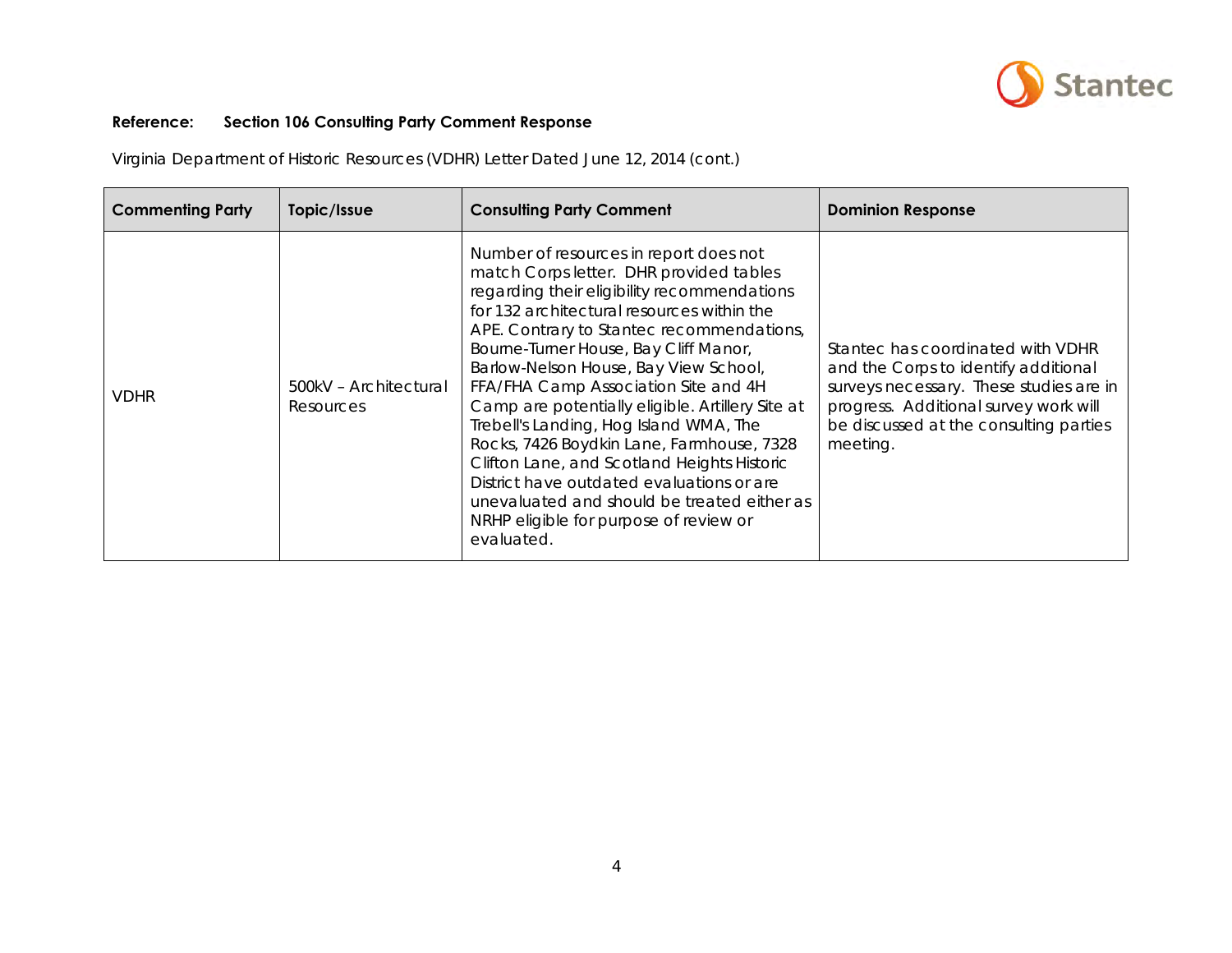**Reference: Section 106 Consulting Party Comment Response**

Virginia Department of Historic Resources (VDHR) Letter Dated June 12, 2014 (cont.)

| Commenting Party | Topic/Issue | Consulting Party Comment | Dominion Response |
|---|---|---|---|
| VDHR | 500kV – Architectural Resources | Number of resources in report does not match Corps letter. DHR provided tables regarding their eligibility recommendations for 132 architectural resources within the APE. Contrary to Stantec recommendations, Bourne-Turner House, Bay Cliff Manor, Barlow-Nelson House, Bay View School, FFA/FHA Camp Association Site and 4H Camp are potentially eligible. Artillery Site at Trebell's Landing, Hog Island WMA, The Rocks, 7426 Boydkin Lane, Farmhouse, 7328 Clifton Lane, and Scotland Heights Historic District have outdated evaluations or are unevaluated and should be treated either as NRHP eligible for purpose of review or evaluated. | Stantec has coordinated with VDHR and the Corps to identify additional surveys necessary. These studies are in progress. Additional survey work will be discussed at the consulting parties meeting. |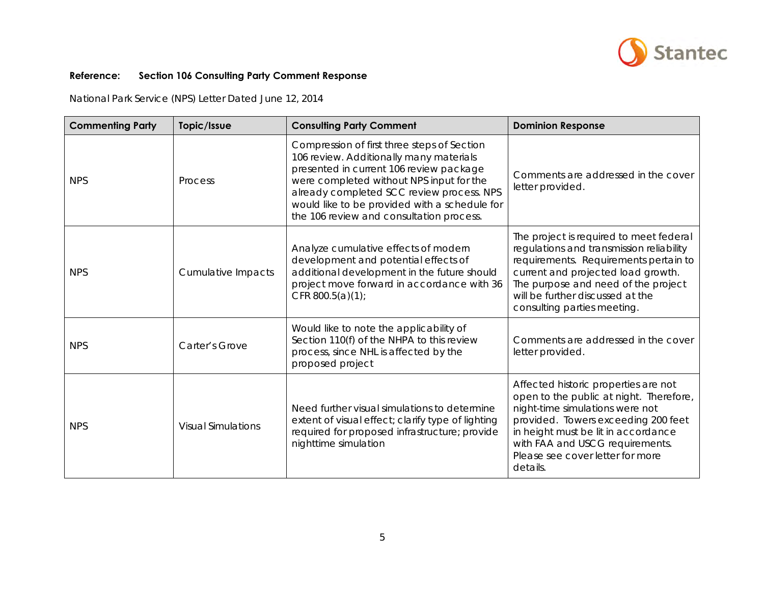**Reference: Section 106 Consulting Party Comment Response**

National Park Service (NPS) Letter Dated June 12, 2014

| Commenting Party | Topic/Issue | Consulting Party Comment | Dominion Response |
|---|---|---|---|
| NPS | Process | Compression of first three steps of Section 106 review. Additionally many materials presented in current 106 review package were completed without NPS input for the already completed SCC review process. NPS would like to be provided with a schedule for the 106 review and consultation process. | Comments are addressed in the cover letter provided. |
| NPS | Cumulative Impacts | Analyze cumulative effects of modern development and potential effects of additional development in the future should project move forward in accordance with 36 CFR 800.5(a)(1); | The project is required to meet federal regulations and transmission reliability requirements. Requirements pertain to current and projected load growth. The purpose and need of the project will be further discussed at the consulting parties meeting. |
| NPS | Carter's Grove | Would like to note the applicability of Section 110(f) of the NHPA to this review process, since NHL is affected by the proposed project | Comments are addressed in the cover letter provided. |
| NPS | Visual Simulations | Need further visual simulations to determine extent of visual effect; clarify type of lighting required for proposed infrastructure; provide nighttime simulation | Affected historic properties are not open to the public at night. Therefore, night-time simulations were not provided. Towers exceeding 200 feet in height must be lit in accordance with FAA and USCG requirements. Please see cover letter for more details. |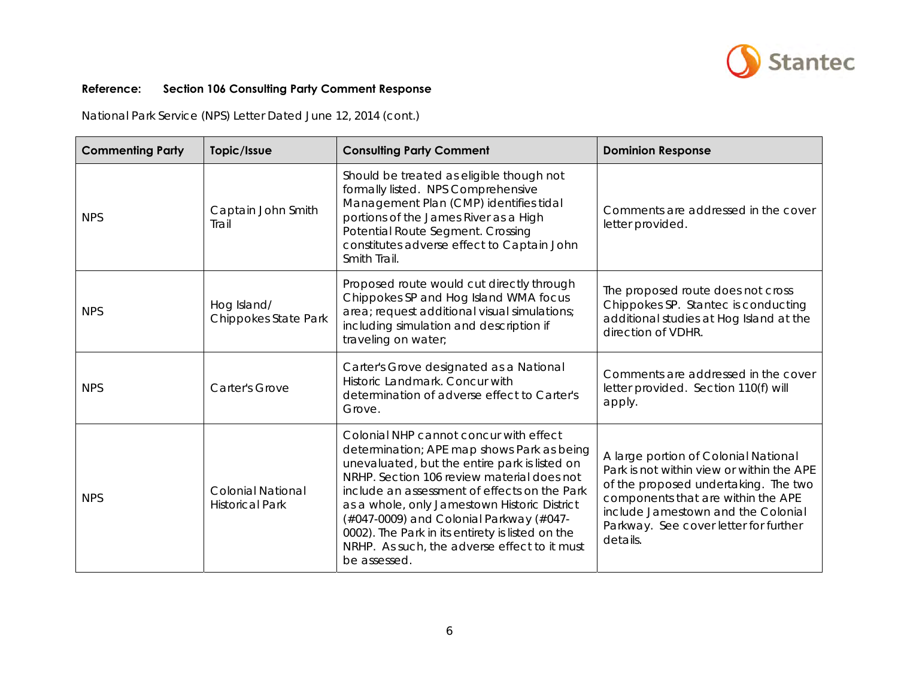**Reference: Section 106 Consulting Party Comment Response**

National Park Service (NPS) Letter Dated June 12, 2014 (cont.)

| Commenting Party | Topic/Issue | Consulting Party Comment | Dominion Response |
|---|---|---|---|
| NPS | Captain John Smith Trail | Should be treated as eligible though not formally listed. NPS Comprehensive Management Plan (CMP) identifies tidal portions of the James River as a High Potential Route Segment. Crossing constitutes adverse effect to Captain John Smith Trail. | Comments are addressed in the cover letter provided. |
| NPS | Hog Island/ Chippokes State Park | Proposed route would cut directly through Chippokes SP and Hog Island WMA focus area; request additional visual simulations; including simulation and description if traveling on water; | The proposed route does not cross Chippokes SP. Stantec is conducting additional studies at Hog Island at the direction of VDHR. |
| NPS | Carter's Grove | Carter's Grove designated as a National Historic Landmark. Concur with determination of adverse effect to Carter's Grove. | Comments are addressed in the cover letter provided. Section 110(f) will apply. |
| NPS | Colonial National Historical Park | Colonial NHP cannot concur with effect determination; APE map shows Park as being unevaluated, but the entire park is listed on NRHP. Section 106 review material does not include an assessment of effects on the Park as a whole, only Jamestown Historic District (#047-0009) and Colonial Parkway (#047-0002). The Park in its entirety is listed on the NRHP. As such, the adverse effect to it must be assessed. | A large portion of Colonial National Park is not within view or within the APE of the proposed undertaking. The two components that are within the APE include Jamestown and the Colonial Parkway. See cover letter for further details. |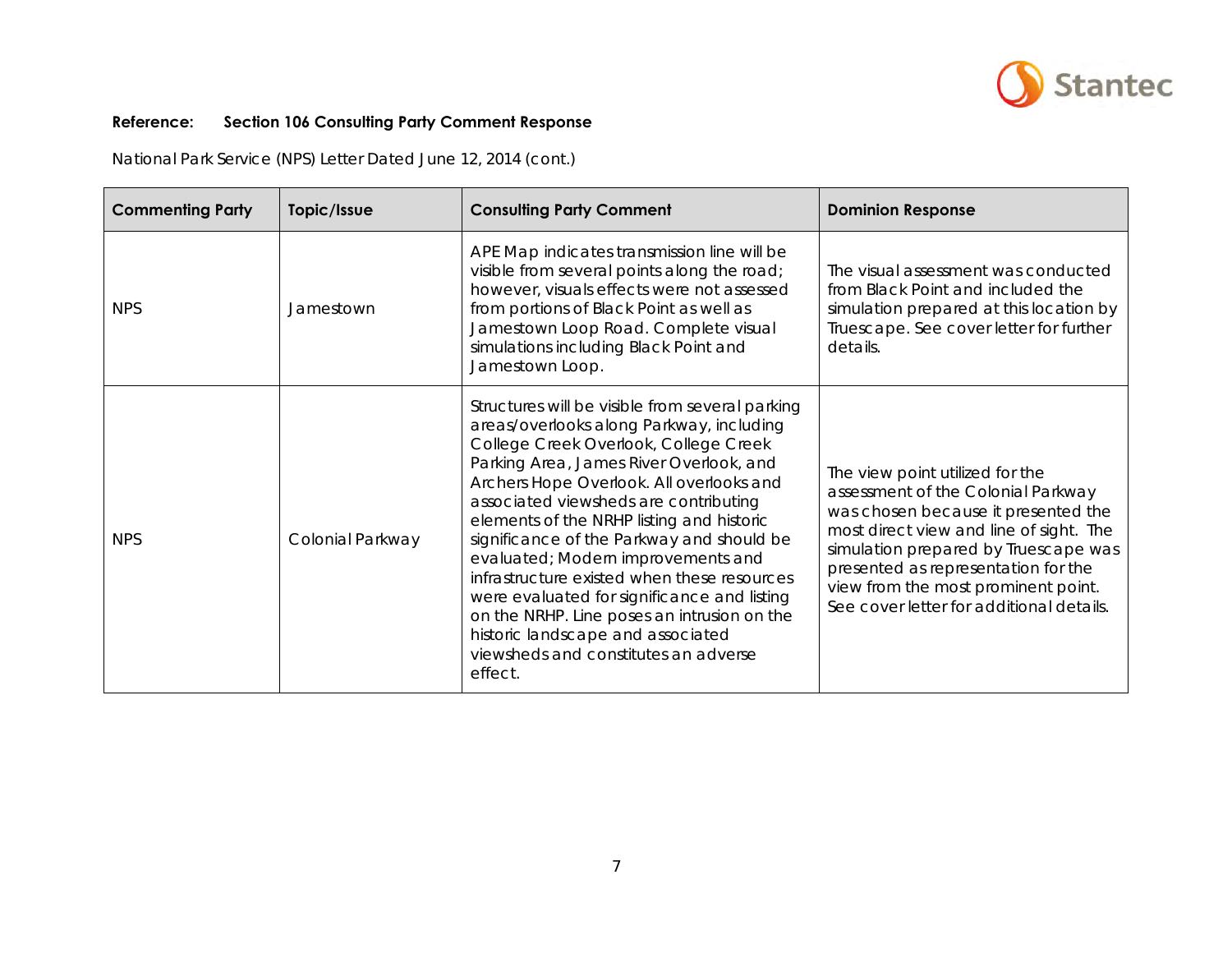**Reference: Section 106 Consulting Party Comment Response**

National Park Service (NPS) Letter Dated June 12, 2014 (cont.)

| Commenting Party | Topic/Issue | Consulting Party Comment | Dominion Response |
|---|---|---|---|
| NPS | Jamestown | APE Map indicates transmission line will be visible from several points along the road; however, visuals effects were not assessed from portions of Black Point as well as Jamestown Loop Road. Complete visual simulations including Black Point and Jamestown Loop. | The visual assessment was conducted from Black Point and included the simulation prepared at this location by Truescape. See cover letter for further details. |
| NPS | Colonial Parkway | Structures will be visible from several parking areas/overlooks along Parkway, including College Creek Overlook, College Creek Parking Area, James River Overlook, and Archers Hope Overlook. All overlooks and associated viewsheds are contributing elements of the NRHP listing and historic significance of the Parkway and should be evaluated; Modern improvements and infrastructure existed when these resources were evaluated for significance and listing on the NRHP. Line poses an intrusion on the historic landscape and associated viewsheds and constitutes an adverse effect. | The view point utilized for the assessment of the Colonial Parkway was chosen because it presented the most direct view and line of sight. The simulation prepared by Truescape was presented as representation for the view from the most prominent point. See cover letter for additional details. |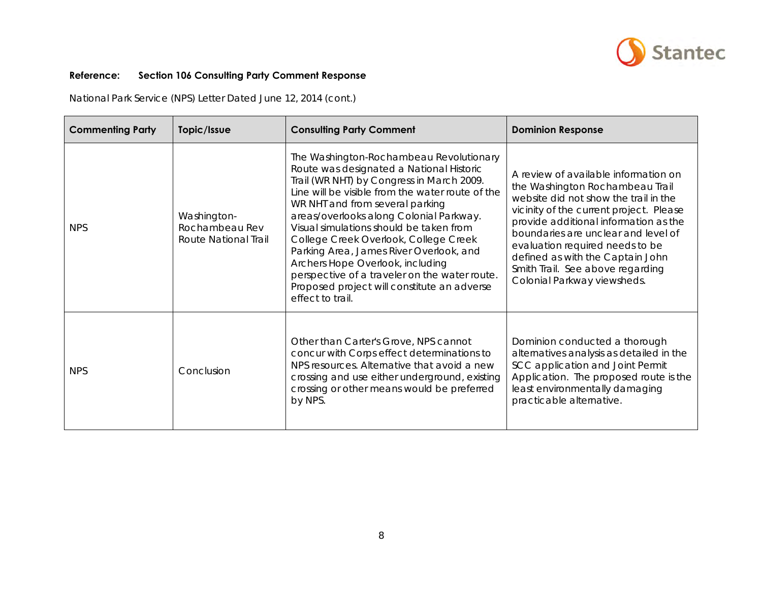**Reference: Section 106 Consulting Party Comment Response**

National Park Service (NPS) Letter Dated June 12, 2014 (cont.)

| Commenting Party | Topic/Issue | Consulting Party Comment | Dominion Response |
|---|---|---|---|
| NPS | Washington-Rochambeau Rev Route National Trail | The Washington-Rochambeau Revolutionary Route was designated a National Historic Trail (WR NHT) by Congress in March 2009. Line will be visible from the water route of the WR NHT and from several parking areas/overlooks along Colonial Parkway. Visual simulations should be taken from College Creek Overlook, College Creek Parking Area, James River Overlook, and Archers Hope Overlook, including perspective of a traveler on the water route. Proposed project will constitute an adverse effect to trail. | A review of available information on the Washington Rochambeau Trail website did not show the trail in the vicinity of the current project. Please provide additional information as the boundaries are unclear and level of evaluation required needs to be defined as with the Captain John Smith Trail. See above regarding Colonial Parkway viewsheds. |
| NPS | Conclusion | Other than Carter's Grove, NPS cannot concur with Corps effect determinations to NPS resources. Alternative that avoid a new crossing and use either underground, existing crossing or other means would be preferred by NPS. | Dominion conducted a thorough alternatives analysis as detailed in the SCC application and Joint Permit Application. The proposed route is the least environmentally damaging practicable alternative. |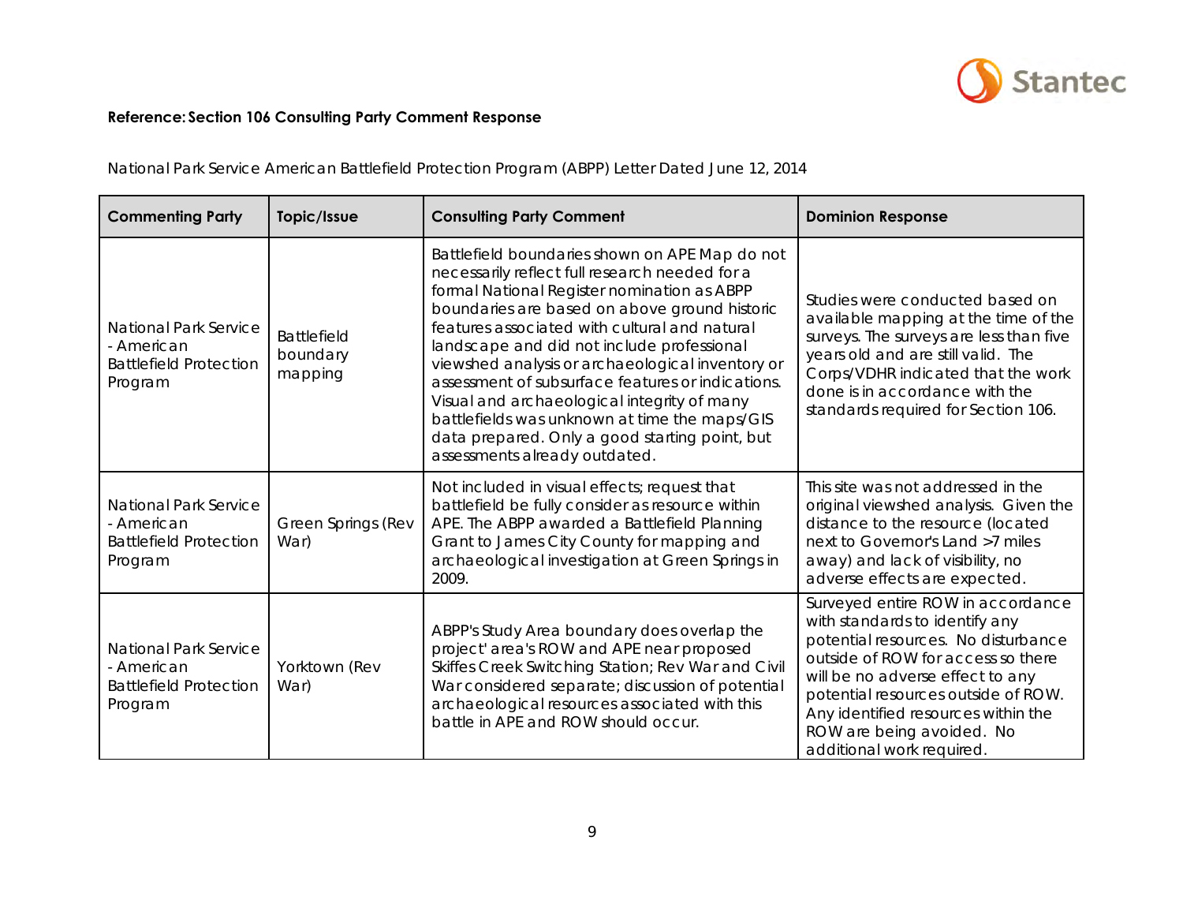**Reference: Section 106 Consulting Party Comment Response**

National Park Service American Battlefield Protection Program (ABPP) Letter Dated June 12, 2014

| Commenting Party | Topic/Issue | Consulting Party Comment | Dominion Response |
|---|---|---|---|
| National Park Service - American Battlefield Protection Program | Battlefield boundary mapping | Battlefield boundaries shown on APE Map do not necessarily reflect full research needed for a formal National Register nomination as ABPP boundaries are based on above ground historic features associated with cultural and natural landscape and did not include professional viewshed analysis or archaeological inventory or assessment of subsurface features or indications. Visual and archaeological integrity of many battlefields was unknown at time the maps/GIS data prepared. Only a good starting point, but assessments already outdated. | Studies were conducted based on available mapping at the time of the surveys. The surveys are less than five years old and are still valid. The Corps/VDHR indicated that the work done is in accordance with the standards required for Section 106. |
| National Park Service - American Battlefield Protection Program | Green Springs (Rev War) | Not included in visual effects; request that battlefield be fully consider as resource within APE. The ABPP awarded a Battlefield Planning Grant to James City County for mapping and archaeological investigation at Green Springs in 2009. | This site was not addressed in the original viewshed analysis. Given the distance to the resource (located next to Governor's Land >7 miles away) and lack of visibility, no adverse effects are expected. |
| National Park Service - American Battlefield Protection Program | Yorktown (Rev War) | ABPP's Study Area boundary does overlap the project' area's ROW and APE near proposed Skiffes Creek Switching Station; Rev War and Civil War considered separate; discussion of potential archaeological resources associated with this battle in APE and ROW should occur. | Surveyed entire ROW in accordance with standards to identify any potential resources. No disturbance outside of ROW for access so there will be no adverse effect to any potential resources outside of ROW. Any identified resources within the ROW are being avoided. No additional work required. |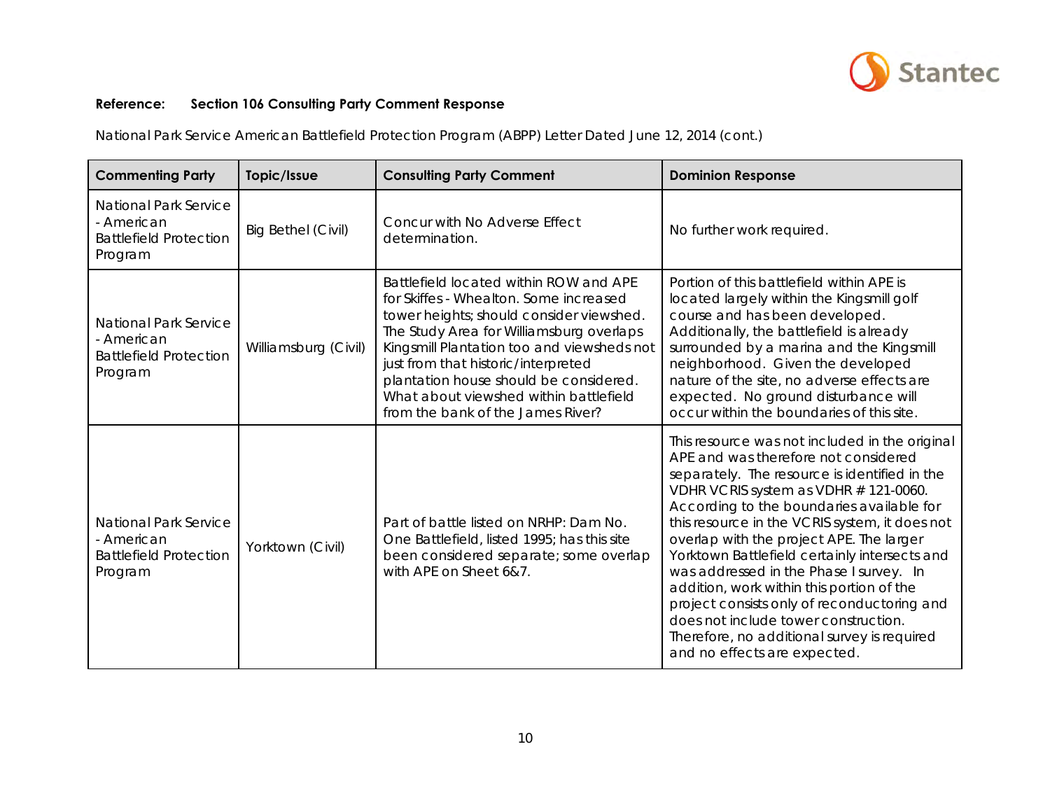**Reference: Section 106 Consulting Party Comment Response**

National Park Service American Battlefield Protection Program (ABPP) Letter Dated June 12, 2014 (cont.)

| Commenting Party | Topic/Issue | Consulting Party Comment | Dominion Response |
|---|---|---|---|
| National Park Service - American Battlefield Protection Program | Big Bethel (Civil) | Concur with No Adverse Effect determination. | No further work required. |
| National Park Service - American Battlefield Protection Program | Williamsburg (Civil) | Battlefield located within ROW and APE for Skiffes - Whealton. Some increased tower heights; should consider viewshed. The Study Area for Williamsburg overlaps Kingsmill Plantation too and viewsheds not just from that historic/interpreted plantation house should be considered. What about viewshed within battlefield from the bank of the James River? | Portion of this battlefield within APE is located largely within the Kingsmill golf course and has been developed. Additionally, the battlefield is already surrounded by a marina and the Kingsmill neighborhood. Given the developed nature of the site, no adverse effects are expected. No ground disturbance will occur within the boundaries of this site. |
| National Park Service - American Battlefield Protection Program | Yorktown (Civil) | Part of battle listed on NRHP: Dam No. One Battlefield, listed 1995; has this site been considered separate; some overlap with APE on Sheet 6&7. | This resource was not included in the original APE and was therefore not considered separately. The resource is identified in the VDHR VCRIS system as VDHR # 121-0060. According to the boundaries available for this resource in the VCRIS system, it does not overlap with the project APE. The larger Yorktown Battlefield certainly intersects and was addressed in the Phase I survey. In addition, work within this portion of the project consists only of reconductoring and does not include tower construction. Therefore, no additional survey is required and no effects are expected. |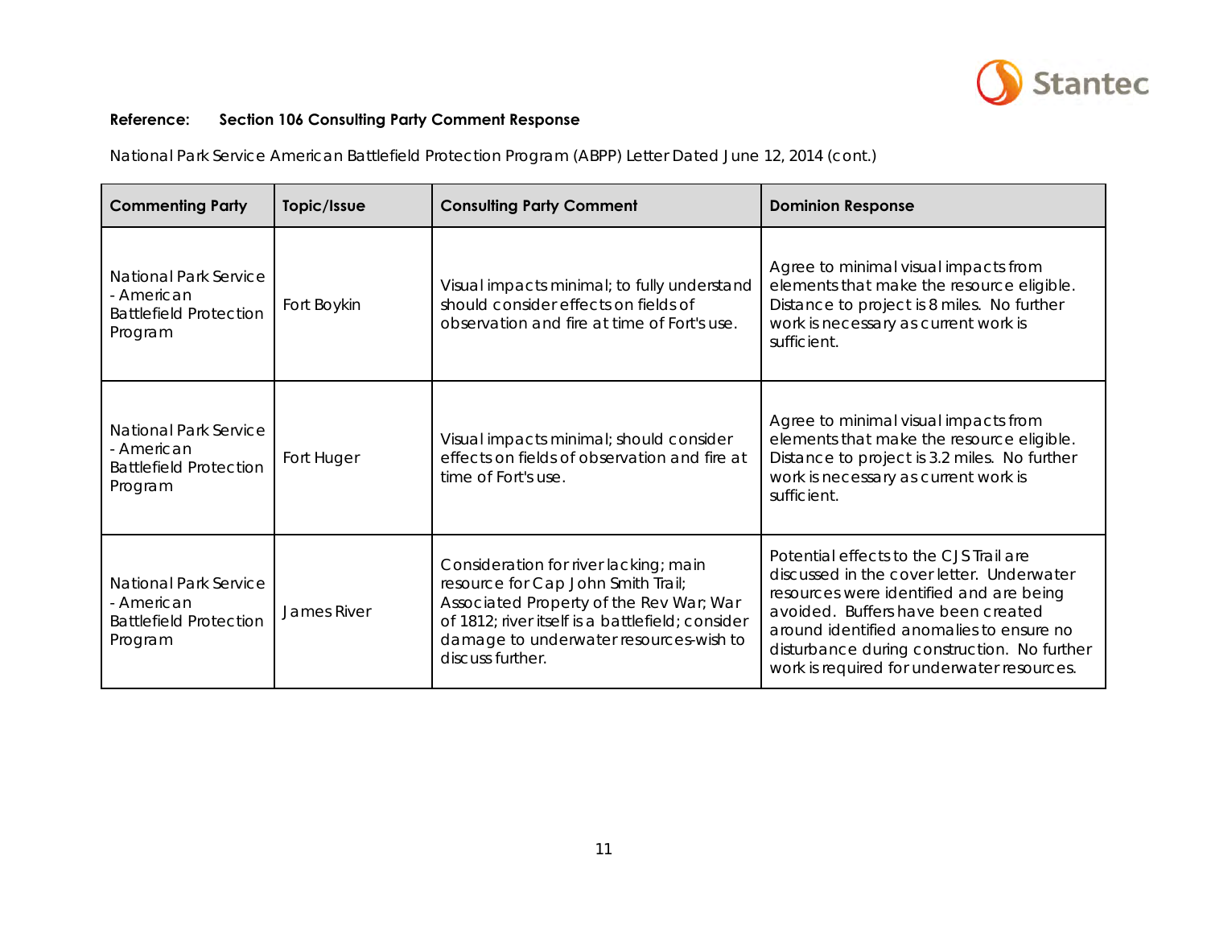**Reference: Section 106 Consulting Party Comment Response**

National Park Service American Battlefield Protection Program (ABPP) Letter Dated June 12, 2014 (cont.)

| Commenting Party | Topic/Issue | Consulting Party Comment | Dominion Response |
|---|---|---|---|
| National Park Service - American Battlefield Protection Program | Fort Boykin | Visual impacts minimal; to fully understand should consider effects on fields of observation and fire at time of Fort's use. | Agree to minimal visual impacts from elements that make the resource eligible. Distance to project is 8 miles. No further work is necessary as current work is sufficient. |
| National Park Service - American Battlefield Protection Program | Fort Huger | Visual impacts minimal; should consider effects on fields of observation and fire at time of Fort's use. | Agree to minimal visual impacts from elements that make the resource eligible. Distance to project is 3.2 miles. No further work is necessary as current work is sufficient. |
| National Park Service - American Battlefield Protection Program | James River | Consideration for river lacking; main resource for Cap John Smith Trail; Associated Property of the Rev War; War of 1812; river itself is a battlefield; consider damage to underwater resources-wish to discuss further. | Potential effects to the CJS Trail are discussed in the cover letter. Underwater resources were identified and are being avoided. Buffers have been created around identified anomalies to ensure no disturbance during construction. No further work is required for underwater resources. |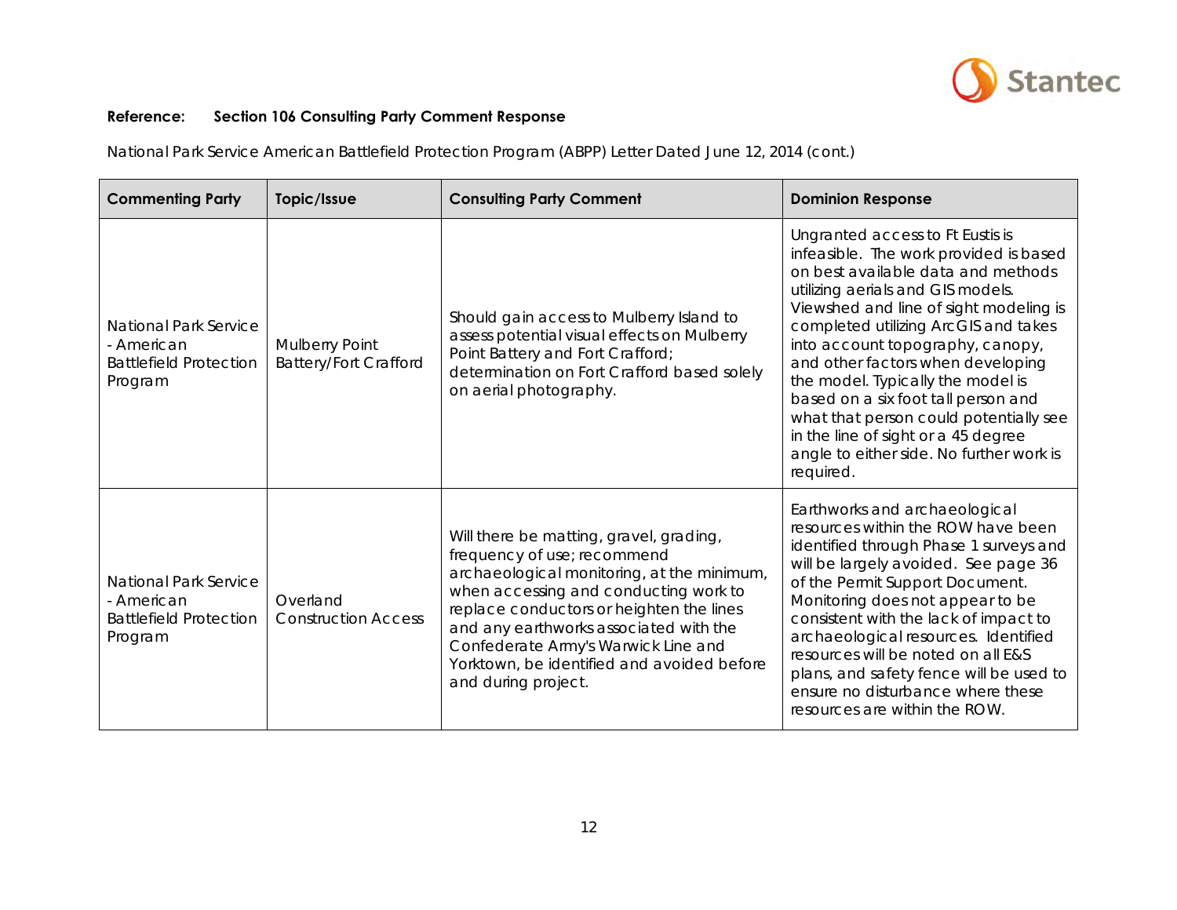**Reference: Section 106 Consulting Party Comment Response**

National Park Service American Battlefield Protection Program (ABPP) Letter Dated June 12, 2014 (cont.)

| Commenting Party | Topic/Issue | Consulting Party Comment | Dominion Response |
|---|---|---|---|
| National Park Service - American Battlefield Protection Program | Mulberry Point Battery/Fort Crafford | Should gain access to Mulberry Island to assess potential visual effects on Mulberry Point Battery and Fort Crafford; determination on Fort Crafford based solely on aerial photography. | Ungranted access to Ft Eustis is infeasible. The work provided is based on best available data and methods utilizing aerials and GIS models. Viewshed and line of sight modeling is completed utilizing ArcGIS and takes into account topography, canopy, and other factors when developing the model. Typically the model is based on a six foot tall person and what that person could potentially see in the line of sight or a 45 degree angle to either side. No further work is required. |
| National Park Service - American Battlefield Protection Program | Overland Construction Access | Will there be matting, gravel, grading, frequency of use; recommend archaeological monitoring, at the minimum, when accessing and conducting work to replace conductors or heighten the lines and any earthworks associated with the Confederate Army's Warwick Line and Yorktown, be identified and avoided before and during project. | Earthworks and archaeological resources within the ROW have been identified through Phase 1 surveys and will be largely avoided. See page 36 of the Permit Support Document. Monitoring does not appear to be consistent with the lack of impact to archaeological resources. Identified resources will be noted on all E&S plans, and safety fence will be used to ensure no disturbance where these resources are within the ROW. |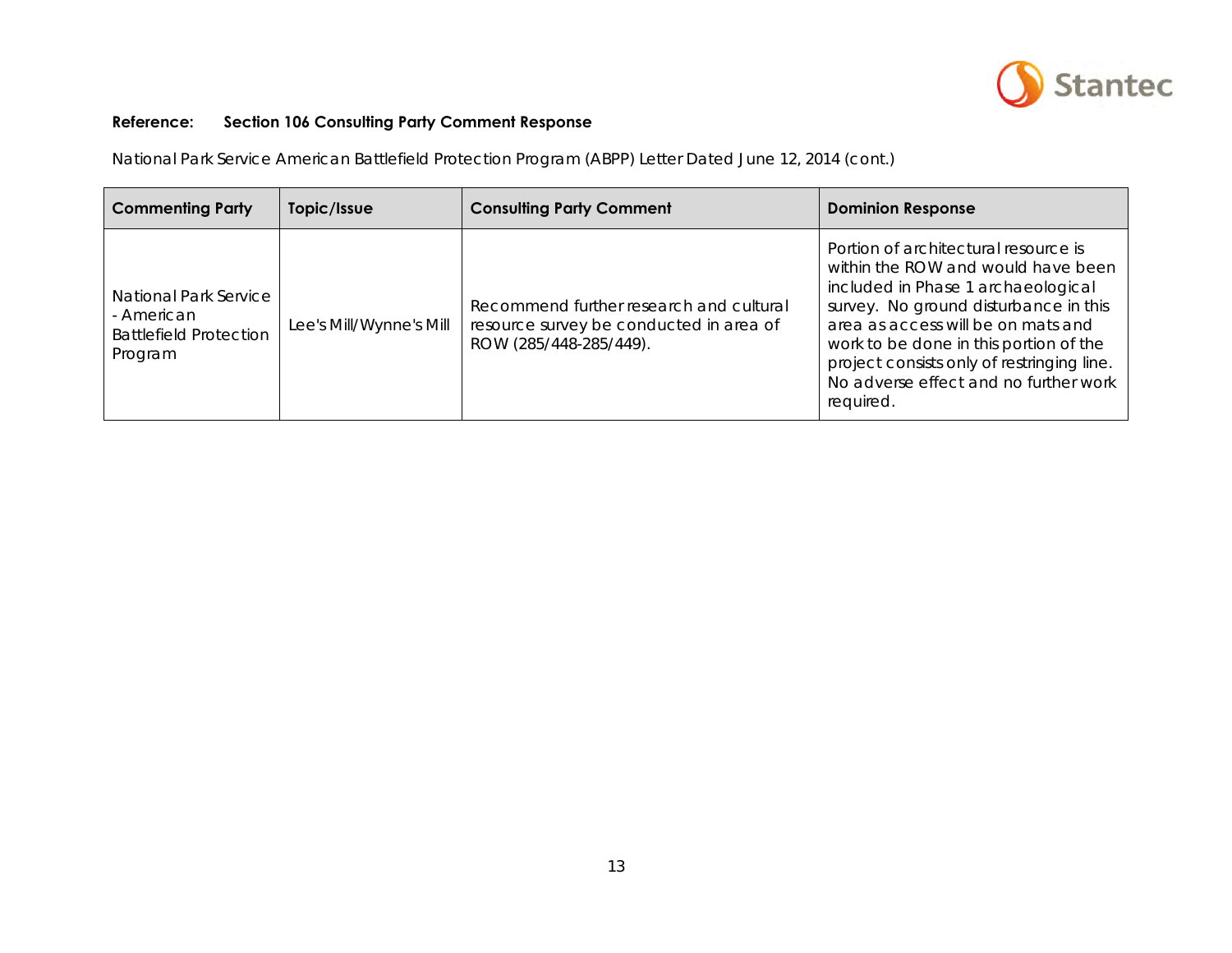**Reference: Section 106 Consulting Party Comment Response**

National Park Service American Battlefield Protection Program (ABPP) Letter Dated June 12, 2014 (cont.)

| Commenting Party | Topic/Issue | Consulting Party Comment | Dominion Response |
|---|---|---|---|
| National Park Service - American Battlefield Protection Program | Lee's Mill/Wynne's Mill | Recommend further research and cultural resource survey be conducted in area of ROW (285/448-285/449). | Portion of architectural resource is within the ROW and would have been included in Phase 1 archaeological survey. No ground disturbance in this area as access will be on mats and work to be done in this portion of the project consists only of restringing line. No adverse effect and no further work required. |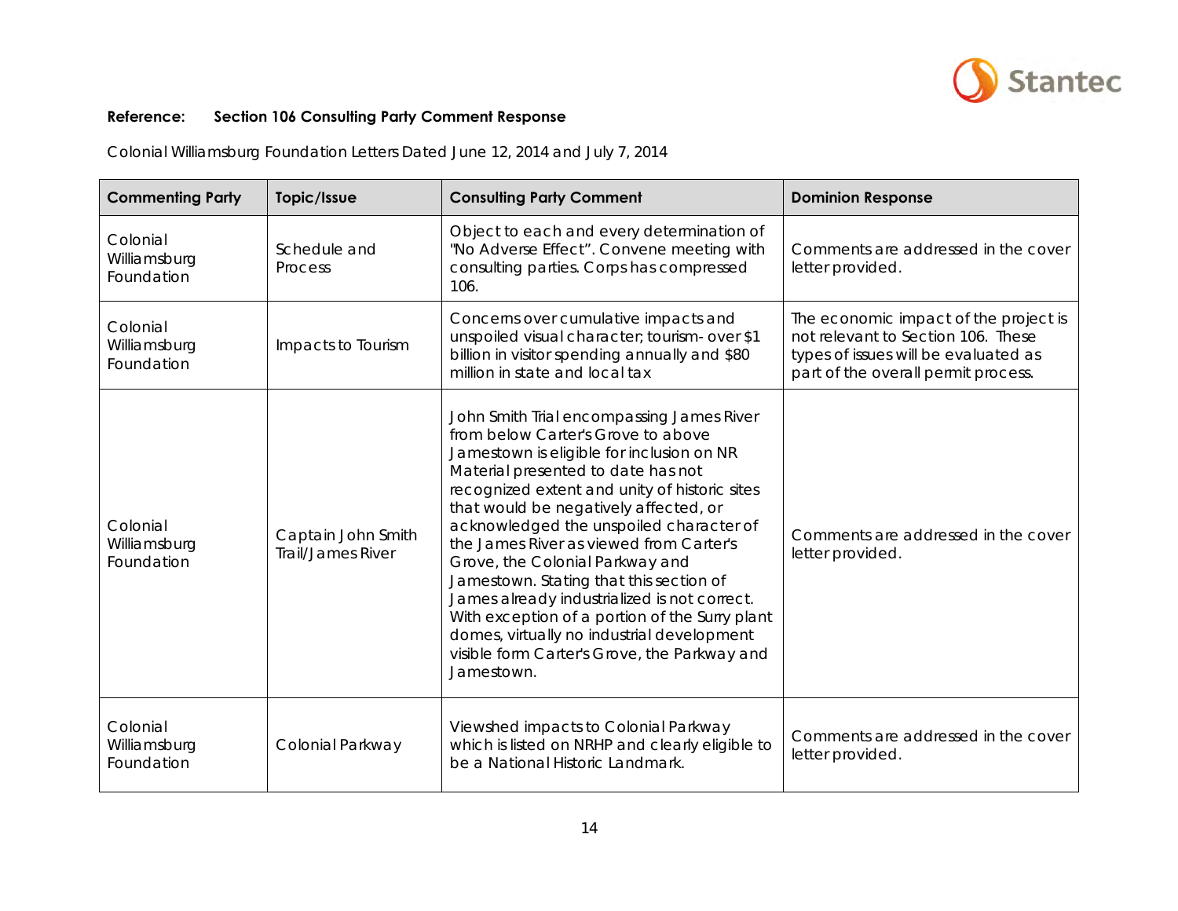**Reference: Section 106 Consulting Party Comment Response**

Colonial Williamsburg Foundation Letters Dated June 12, 2014 and July 7, 2014

| Commenting Party | Topic/Issue | Consulting Party Comment | Dominion Response |
|---|---|---|---|
| Colonial Williamsburg Foundation | Schedule and Process | Object to each and every determination of "No Adverse Effect". Convene meeting with consulting parties. Corps has compressed 106. | Comments are addressed in the cover letter provided. |
| Colonial Williamsburg Foundation | Impacts to Tourism | Concerns over cumulative impacts and unspoiled visual character; tourism- over $1 billion in visitor spending annually and $80 million in state and local tax | The economic impact of the project is not relevant to Section 106. These types of issues will be evaluated as part of the overall permit process. |
| Colonial Williamsburg Foundation | Captain John Smith Trail/James River | John Smith Trial encompassing James River from below Carter's Grove to above Jamestown is eligible for inclusion on NR Material presented to date has not recognized extent and unity of historic sites that would be negatively affected, or acknowledged the unspoiled character of the James River as viewed from Carter's Grove, the Colonial Parkway and Jamestown. Stating that this section of James already industrialized is not correct. With exception of a portion of the Surry plant domes, virtually no industrial development visible form Carter's Grove, the Parkway and Jamestown. | Comments are addressed in the cover letter provided. |
| Colonial Williamsburg Foundation | Colonial Parkway | Viewshed impacts to Colonial Parkway which is listed on NRHP and clearly eligible to be a National Historic Landmark. | Comments are addressed in the cover letter provided. |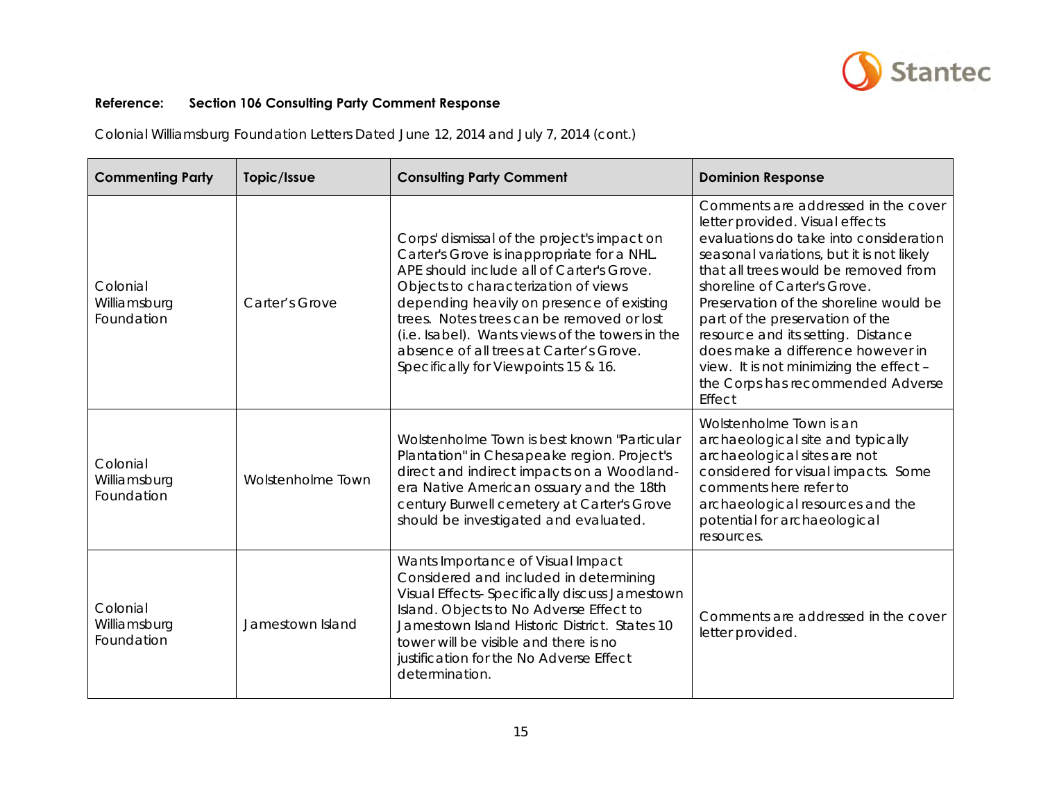**Reference: Section 106 Consulting Party Comment Response**

Colonial Williamsburg Foundation Letters Dated June 12, 2014 and July 7, 2014 (cont.)

| Commenting Party | Topic/Issue | Consulting Party Comment | Dominion Response |
|---|---|---|---|
| Colonial Williamsburg Foundation | Carter's Grove | Corps' dismissal of the project's impact on Carter's Grove is inappropriate for a NHL. APE should include all of Carter's Grove. Objects to characterization of views depending heavily on presence of existing trees. Notes trees can be removed or lost (i.e. Isabel). Wants views of the towers in the absence of all trees at Carter's Grove. Specifically for Viewpoints 15 & 16. | Comments are addressed in the cover letter provided. Visual effects evaluations do take into consideration seasonal variations, but it is not likely that all trees would be removed from shoreline of Carter's Grove. Preservation of the shoreline would be part of the preservation of the resource and its setting. Distance does make a difference however in view. It is not minimizing the effect – the Corps has recommended Adverse Effect |
| Colonial Williamsburg Foundation | Wolstenholme Town | Wolstenholme Town is best known "Particular Plantation" in Chesapeake region. Project's direct and indirect impacts on a Woodland-era Native American ossuary and the 18th century Burwell cemetery at Carter's Grove should be investigated and evaluated. | Wolstenholme Town is an archaeological site and typically archaeological sites are not considered for visual impacts. Some comments here refer to archaeological resources and the potential for archaeological resources. |
| Colonial Williamsburg Foundation | Jamestown Island | Wants Importance of Visual Impact Considered and included in determining Visual Effects- Specifically discuss Jamestown Island. Objects to No Adverse Effect to Jamestown Island Historic District. States 10 tower will be visible and there is no justification for the No Adverse Effect determination. | Comments are addressed in the cover letter provided. |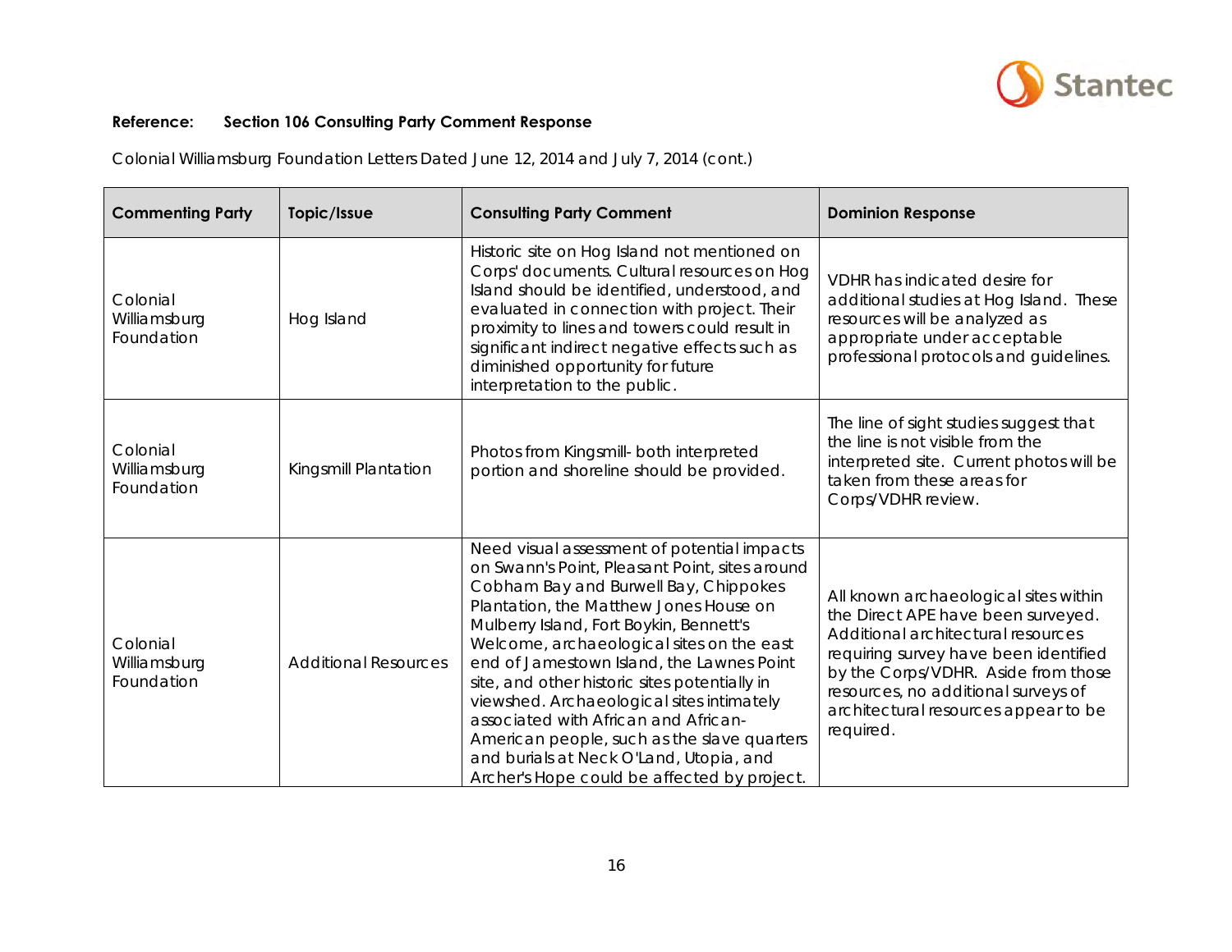**Reference: Section 106 Consulting Party Comment Response**

Colonial Williamsburg Foundation Letters Dated June 12, 2014 and July 7, 2014 (cont.)

| Commenting Party | Topic/Issue | Consulting Party Comment | Dominion Response |
|---|---|---|---|
| Colonial Williamsburg Foundation | Hog Island | Historic site on Hog Island not mentioned on Corps' documents. Cultural resources on Hog Island should be identified, understood, and evaluated in connection with project. Their proximity to lines and towers could result in significant indirect negative effects such as diminished opportunity for future interpretation to the public. | VDHR has indicated desire for additional studies at Hog Island. These resources will be analyzed as appropriate under acceptable professional protocols and guidelines. |
| Colonial Williamsburg Foundation | Kingsmill Plantation | Photos from Kingsmill- both interpreted portion and shoreline should be provided. | The line of sight studies suggest that the line is not visible from the interpreted site. Current photos will be taken from these areas for Corps/VDHR review. |
| Colonial Williamsburg Foundation | Additional Resources | Need visual assessment of potential impacts on Swann's Point, Pleasant Point, sites around Cobham Bay and Burwell Bay, Chippokes Plantation, the Matthew Jones House on Mulberry Island, Fort Boykin, Bennett's Welcome, archaeological sites on the east end of Jamestown Island, the Lawnes Point site, and other historic sites potentially in viewshed. Archaeological sites intimately associated with African and African-American people, such as the slave quarters and burials at Neck O'Land, Utopia, and Archer's Hope could be affected by project. | All known archaeological sites within the Direct APE have been surveyed. Additional architectural resources requiring survey have been identified by the Corps/VDHR. Aside from those resources, no additional surveys of architectural resources appear to be required. |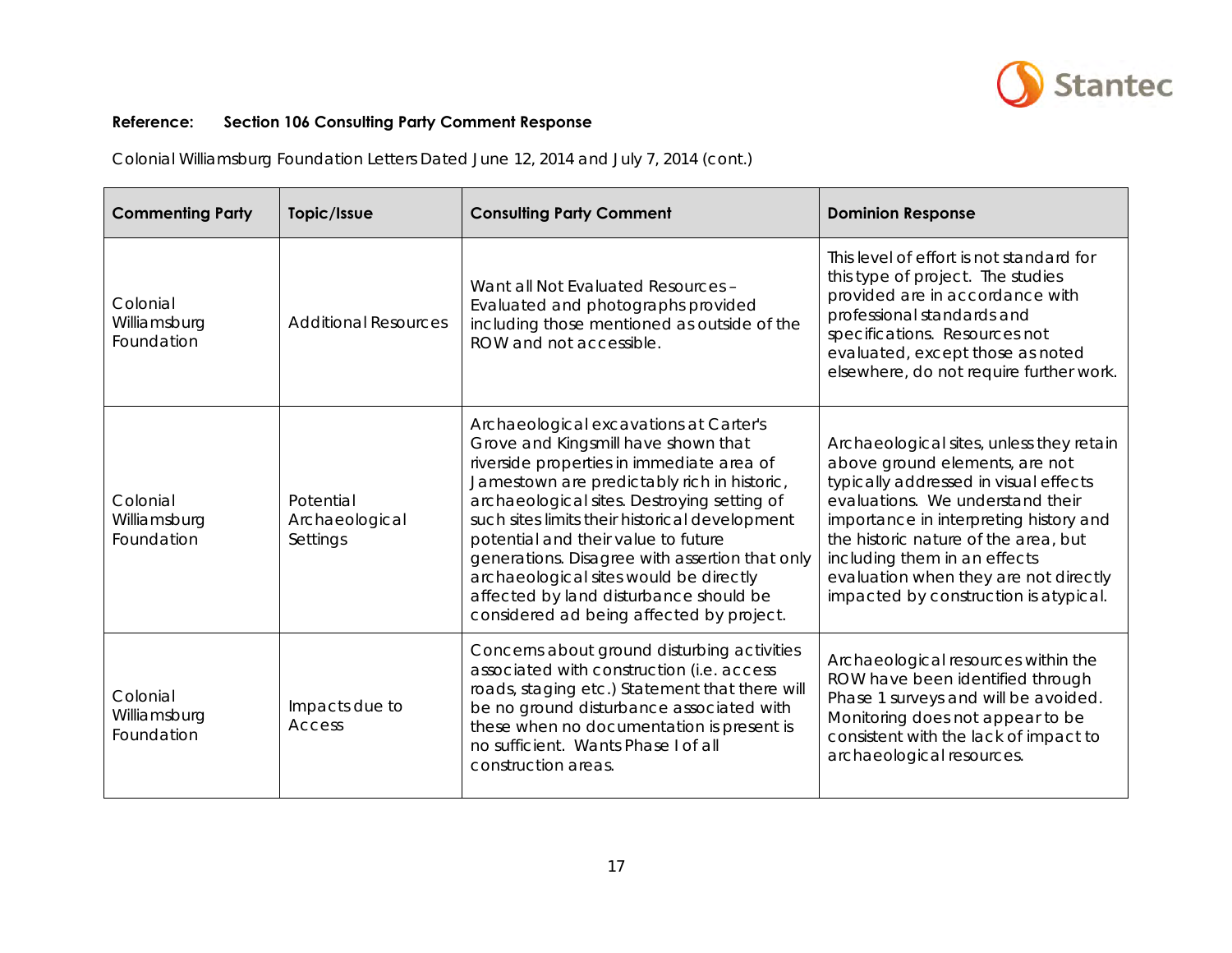**Reference: Section 106 Consulting Party Comment Response**

Colonial Williamsburg Foundation Letters Dated June 12, 2014 and July 7, 2014 (cont.)

| Commenting Party | Topic/Issue | Consulting Party Comment | Dominion Response |
|---|---|---|---|
| Colonial Williamsburg Foundation | Additional Resources | Want all Not Evaluated Resources – Evaluated and photographs provided including those mentioned as outside of the ROW and not accessible. | This level of effort is not standard for this type of project. The studies provided are in accordance with professional standards and specifications. Resources not evaluated, except those as noted elsewhere, do not require further work. |
| Colonial Williamsburg Foundation | Potential Archaeological Settings | Archaeological excavations at Carter's Grove and Kingsmill have shown that riverside properties in immediate area of Jamestown are predictably rich in historic, archaeological sites. Destroying setting of such sites limits their historical development potential and their value to future generations. Disagree with assertion that only archaeological sites would be directly affected by land disturbance should be considered ad being affected by project. | Archaeological sites, unless they retain above ground elements, are not typically addressed in visual effects evaluations. We understand their importance in interpreting history and the historic nature of the area, but including them in an effects evaluation when they are not directly impacted by construction is atypical. |
| Colonial Williamsburg Foundation | Impacts due to Access | Concerns about ground disturbing activities associated with construction (i.e. access roads, staging etc.) Statement that there will be no ground disturbance associated with these when no documentation is present is no sufficient. Wants Phase I of all construction areas. | Archaeological resources within the ROW have been identified through Phase 1 surveys and will be avoided. Monitoring does not appear to be consistent with the lack of impact to archaeological resources. |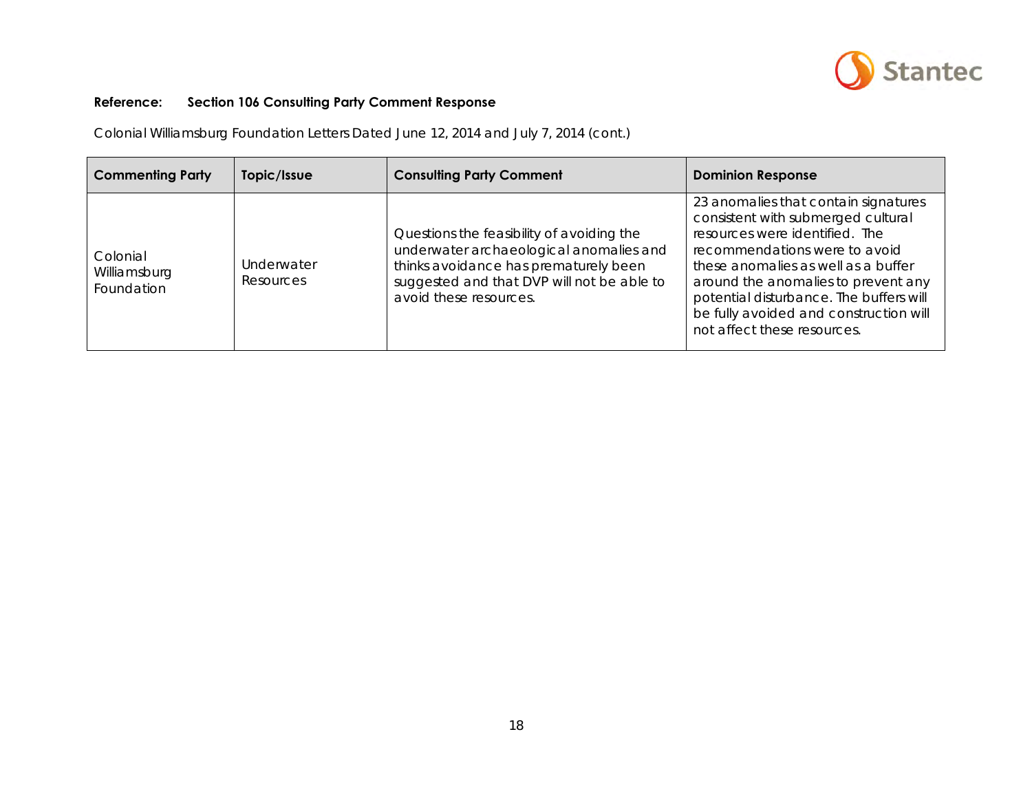**Reference:** **Section 106 Consulting Party Comment Response**

Colonial Williamsburg Foundation Letters Dated June 12, 2014 and July 7, 2014 (cont.)

| Commenting Party | Topic/Issue | Consulting Party Comment | Dominion Response |
|---|---|---|---|
| Colonial Williamsburg Foundation | Underwater Resources | Questions the feasibility of avoiding the underwater archaeological anomalies and thinks avoidance has prematurely been suggested and that DVP will not be able to avoid these resources. | 23 anomalies that contain signatures consistent with submerged cultural resources were identified. The recommendations were to avoid these anomalies as well as a buffer around the anomalies to prevent any potential disturbance. The buffers will be fully avoided and construction will not affect these resources. |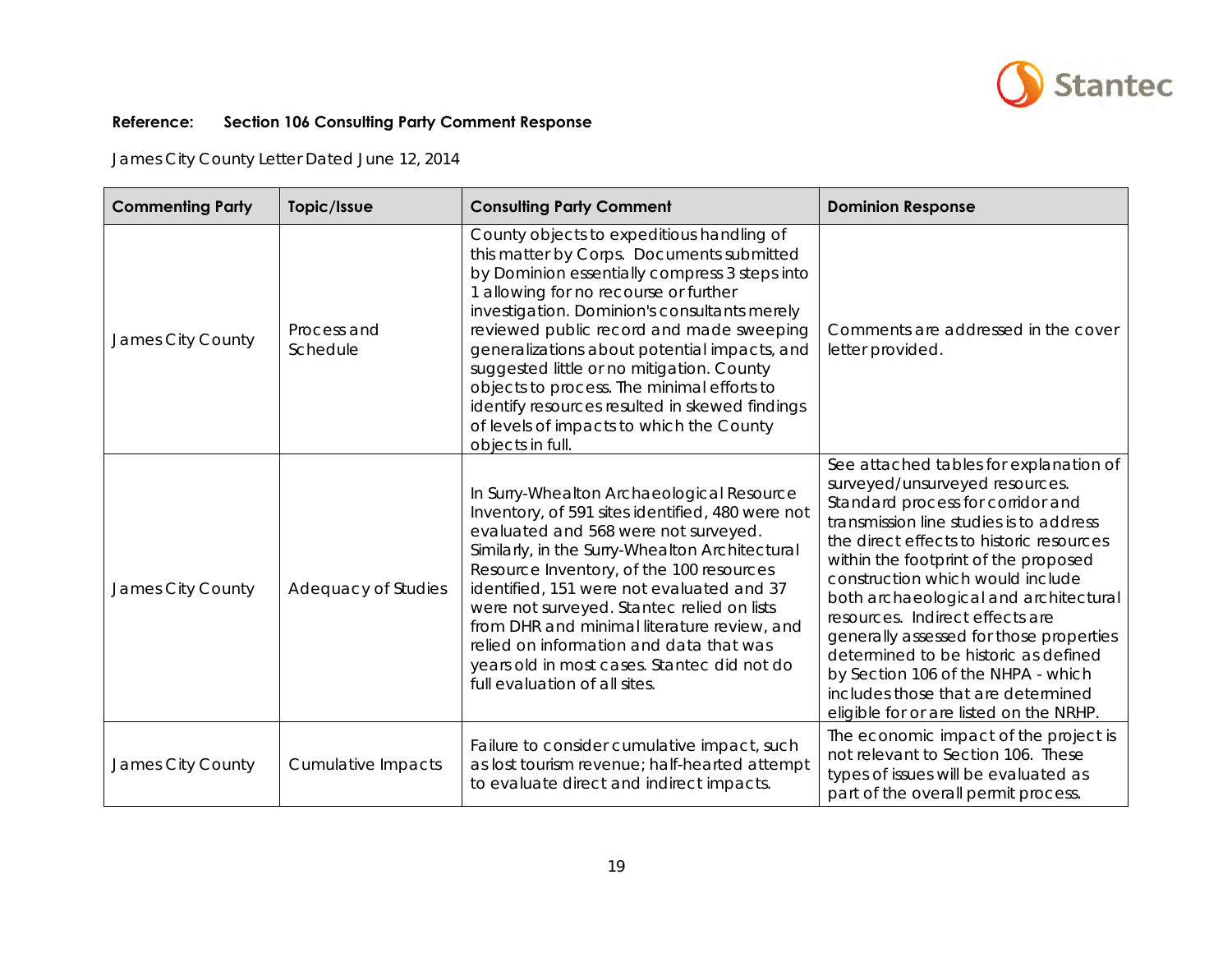**Reference: Section 106 Consulting Party Comment Response**

James City County Letter Dated June 12, 2014

| Commenting Party | Topic/Issue | Consulting Party Comment | Dominion Response |
|---|---|---|---|
| James City County | Process and Schedule | County objects to expeditious handling of this matter by Corps. Documents submitted by Dominion essentially compress 3 steps into 1 allowing for no recourse or further investigation. Dominion's consultants merely reviewed public record and made sweeping generalizations about potential impacts, and suggested little or no mitigation. County objects to process. The minimal efforts to identify resources resulted in skewed findings of levels of impacts to which the County objects in full. | Comments are addressed in the cover letter provided. |
| James City County | Adequacy of Studies | In Surry-Whealton Archaeological Resource Inventory, of 591 sites identified, 480 were not evaluated and 568 were not surveyed. Similarly, in the Surry-Whealton Architectural Resource Inventory, of the 100 resources identified, 151 were not evaluated and 37 were not surveyed. Stantec relied on lists from DHR and minimal literature review, and relied on information and data that was years old in most cases. Stantec did not do full evaluation of all sites. | See attached tables for explanation of surveyed/unsurveyed resources. Standard process for corridor and transmission line studies is to address the direct effects to historic resources within the footprint of the proposed construction which would include both archaeological and architectural resources. Indirect effects are generally assessed for those properties determined to be historic as defined by Section 106 of the NHPA - which includes those that are determined eligible for or are listed on the NRHP. |
| James City County | Cumulative Impacts | Failure to consider cumulative impact, such as lost tourism revenue; half-hearted attempt to evaluate direct and indirect impacts. | The economic impact of the project is not relevant to Section 106. These types of issues will be evaluated as part of the overall permit process. |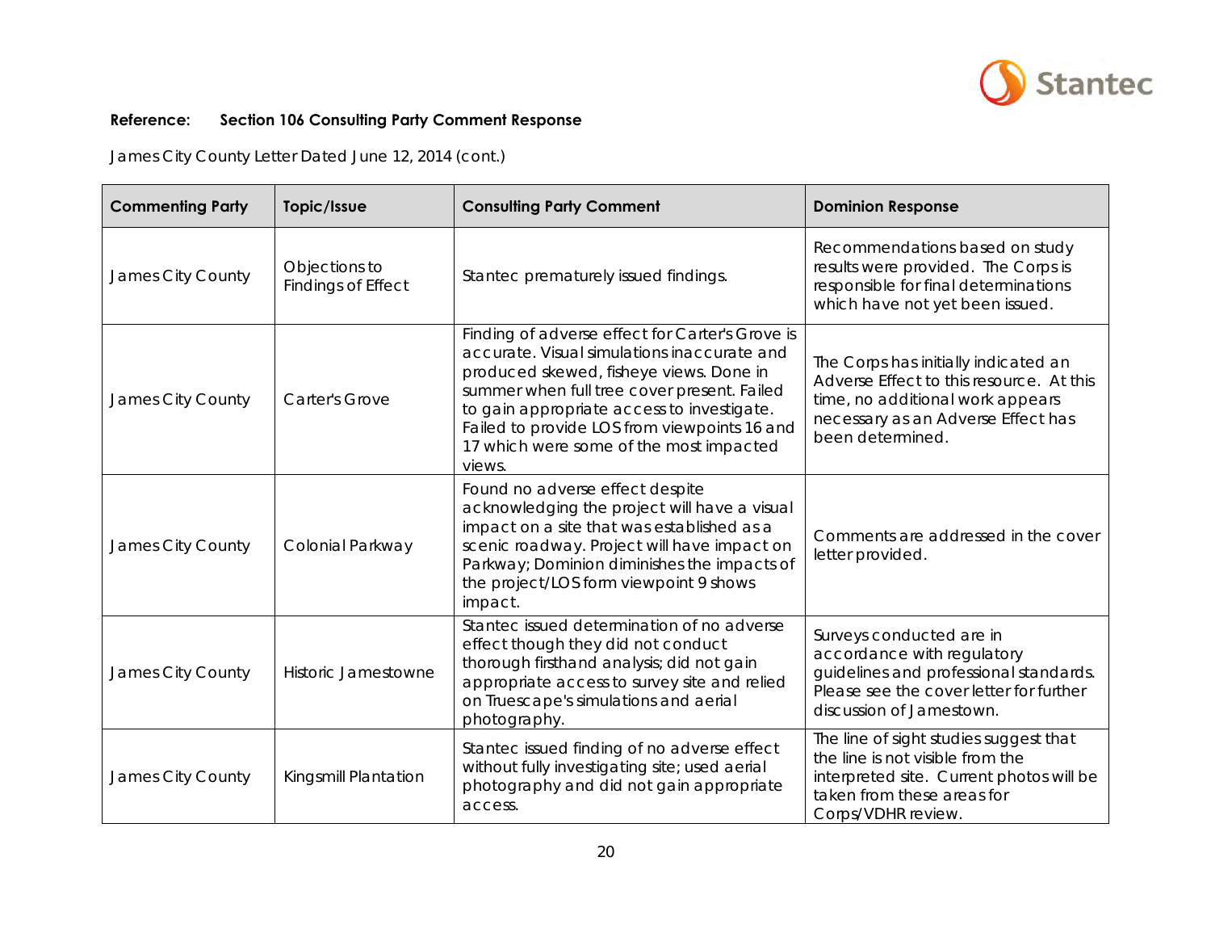**Reference: Section 106 Consulting Party Comment Response**

James City County Letter Dated June 12, 2014 (cont.)

| Commenting Party | Topic/Issue | Consulting Party Comment | Dominion Response |
|---|---|---|---|
| James City County | Objections to Findings of Effect | Stantec prematurely issued findings. | Recommendations based on study results were provided. The Corps is responsible for final determinations which have not yet been issued. |
| James City County | Carter's Grove | Finding of adverse effect for Carter's Grove is accurate. Visual simulations inaccurate and produced skewed, fisheye views. Done in summer when full tree cover present. Failed to gain appropriate access to investigate. Failed to provide LOS from viewpoints 16 and 17 which were some of the most impacted views. | The Corps has initially indicated an Adverse Effect to this resource. At this time, no additional work appears necessary as an Adverse Effect has been determined. |
| James City County | Colonial Parkway | Found no adverse effect despite acknowledging the project will have a visual impact on a site that was established as a scenic roadway. Project will have impact on Parkway; Dominion diminishes the impacts of the project/LOS form viewpoint 9 shows impact. | Comments are addressed in the cover letter provided. |
| James City County | Historic Jamestowne | Stantec issued determination of no adverse effect though they did not conduct thorough firsthand analysis; did not gain appropriate access to survey site and relied on Truescape's simulations and aerial photography. | Surveys conducted are in accordance with regulatory guidelines and professional standards. Please see the cover letter for further discussion of Jamestown. |
| James City County | Kingsmill Plantation | Stantec issued finding of no adverse effect without fully investigating site; used aerial photography and did not gain appropriate access. | The line of sight studies suggest that the line is not visible from the interpreted site. Current photos will be taken from these areas for Corps/VDHR review. |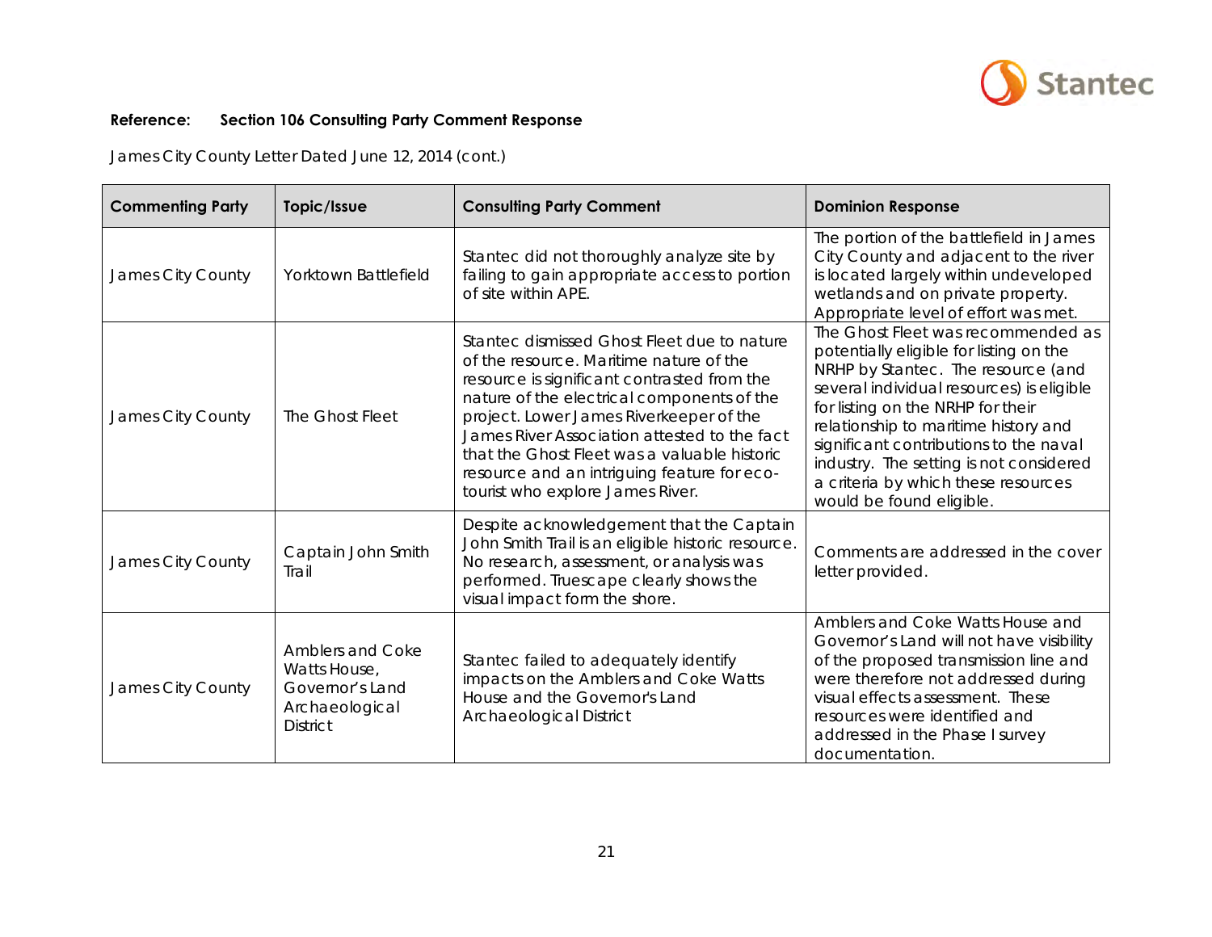**Reference: Section 106 Consulting Party Comment Response**

James City County Letter Dated June 12, 2014 (cont.)

| Commenting Party | Topic/Issue | Consulting Party Comment | Dominion Response |
|---|---|---|---|
| James City County | Yorktown Battlefield | Stantec did not thoroughly analyze site by failing to gain appropriate access to portion of site within APE. | The portion of the battlefield in James City County and adjacent to the river is located largely within undeveloped wetlands and on private property. Appropriate level of effort was met. |
| James City County | The Ghost Fleet | Stantec dismissed Ghost Fleet due to nature of the resource. Maritime nature of the resource is significant contrasted from the nature of the electrical components of the project. Lower James Riverkeeper of the James River Association attested to the fact that the Ghost Fleet was a valuable historic resource and an intriguing feature for eco-tourist who explore James River. | The Ghost Fleet was recommended as potentially eligible for listing on the NRHP by Stantec. The resource (and several individual resources) is eligible for listing on the NRHP for their relationship to maritime history and significant contributions to the naval industry. The setting is not considered a criteria by which these resources would be found eligible. |
| James City County | Captain John Smith Trail | Despite acknowledgement that the Captain John Smith Trail is an eligible historic resource. No research, assessment, or analysis was performed. Truescape clearly shows the visual impact form the shore. | Comments are addressed in the cover letter provided. |
| James City County | Amblers and Coke Watts House, Governor's Land Archaeological District | Stantec failed to adequately identify impacts on the Amblers and Coke Watts House and the Governor's Land Archaeological District | Amblers and Coke Watts House and Governor's Land will not have visibility of the proposed transmission line and were therefore not addressed during visual effects assessment. These resources were identified and addressed in the Phase I survey documentation. |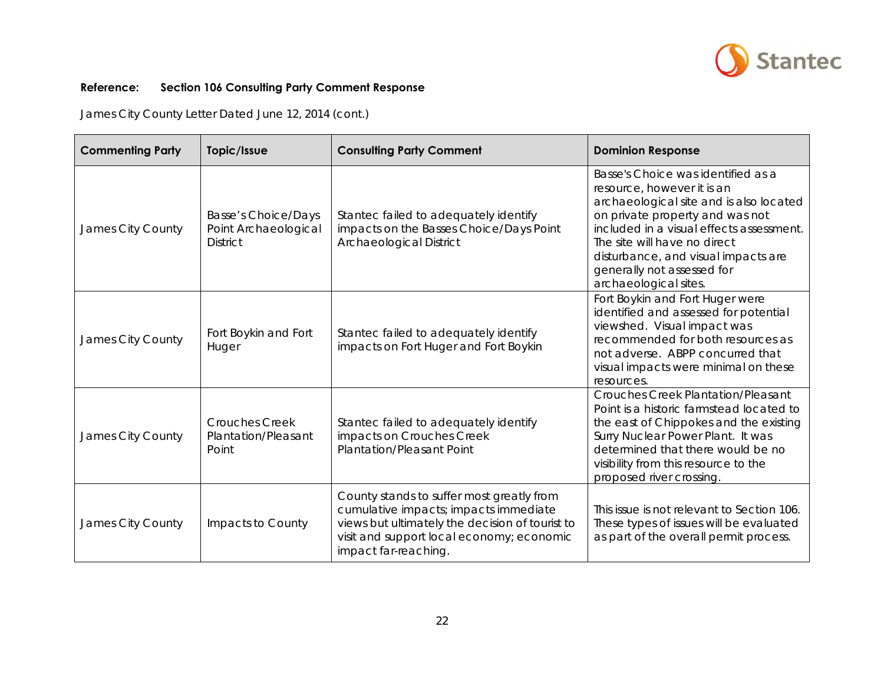**Reference: Section 106 Consulting Party Comment Response**

James City County Letter Dated June 12, 2014 (cont.)

| Commenting Party | Topic/Issue | Consulting Party Comment | Dominion Response |
|---|---|---|---|
| James City County | Basse's Choice/Days Point Archaeological District | Stantec failed to adequately identify impacts on the Basses Choice/Days Point Archaeological District | Basse's Choice was identified as a resource, however it is an archaeological site and is also located on private property and was not included in a visual effects assessment. The site will have no direct disturbance, and visual impacts are generally not assessed for archaeological sites. |
| James City County | Fort Boykin and Fort Huger | Stantec failed to adequately identify impacts on Fort Huger and Fort Boykin | Fort Boykin and Fort Huger were identified and assessed for potential viewshed. Visual impact was recommended for both resources as not adverse. ABPP concurred that visual impacts were minimal on these resources. |
| James City County | Crouches Creek Plantation/Pleasant Point | Stantec failed to adequately identify impacts on Crouches Creek Plantation/Pleasant Point | Crouches Creek Plantation/Pleasant Point is a historic farmstead located to the east of Chippokes and the existing Surry Nuclear Power Plant. It was determined that there would be no visibility from this resource to the proposed river crossing. |
| James City County | Impacts to County | County stands to suffer most greatly from cumulative impacts; impacts immediate views but ultimately the decision of tourist to visit and support local economy; economic impact far-reaching. | This issue is not relevant to Section 106. These types of issues will be evaluated as part of the overall permit process. |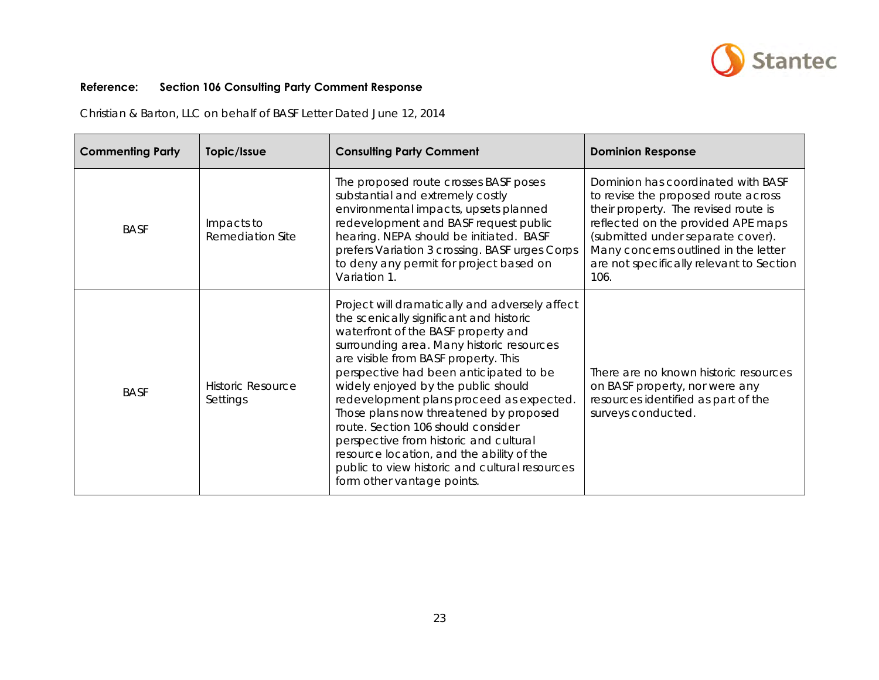**Reference: Section 106 Consulting Party Comment Response**

Christian & Barton, LLC on behalf of BASF Letter Dated June 12, 2014

| Commenting Party | Topic/Issue | Consulting Party Comment | Dominion Response |
|---|---|---|---|
| BASF | Impacts to Remediation Site | The proposed route crosses BASF poses substantial and extremely costly environmental impacts, upsets planned redevelopment and BASF request public hearing. NEPA should be initiated. BASF prefers Variation 3 crossing. BASF urges Corps to deny any permit for project based on Variation 1. | Dominion has coordinated with BASF to revise the proposed route across their property. The revised route is reflected on the provided APE maps (submitted under separate cover). Many concerns outlined in the letter are not specifically relevant to Section 106. |
| BASF | Historic Resource Settings | Project will dramatically and adversely affect the scenically significant and historic waterfront of the BASF property and surrounding area. Many historic resources are visible from BASF property. This perspective had been anticipated to be widely enjoyed by the public should redevelopment plans proceed as expected. Those plans now threatened by proposed route. Section 106 should consider perspective from historic and cultural resource location, and the ability of the public to view historic and cultural resources form other vantage points. | There are no known historic resources on BASF property, nor were any resources identified as part of the surveys conducted. |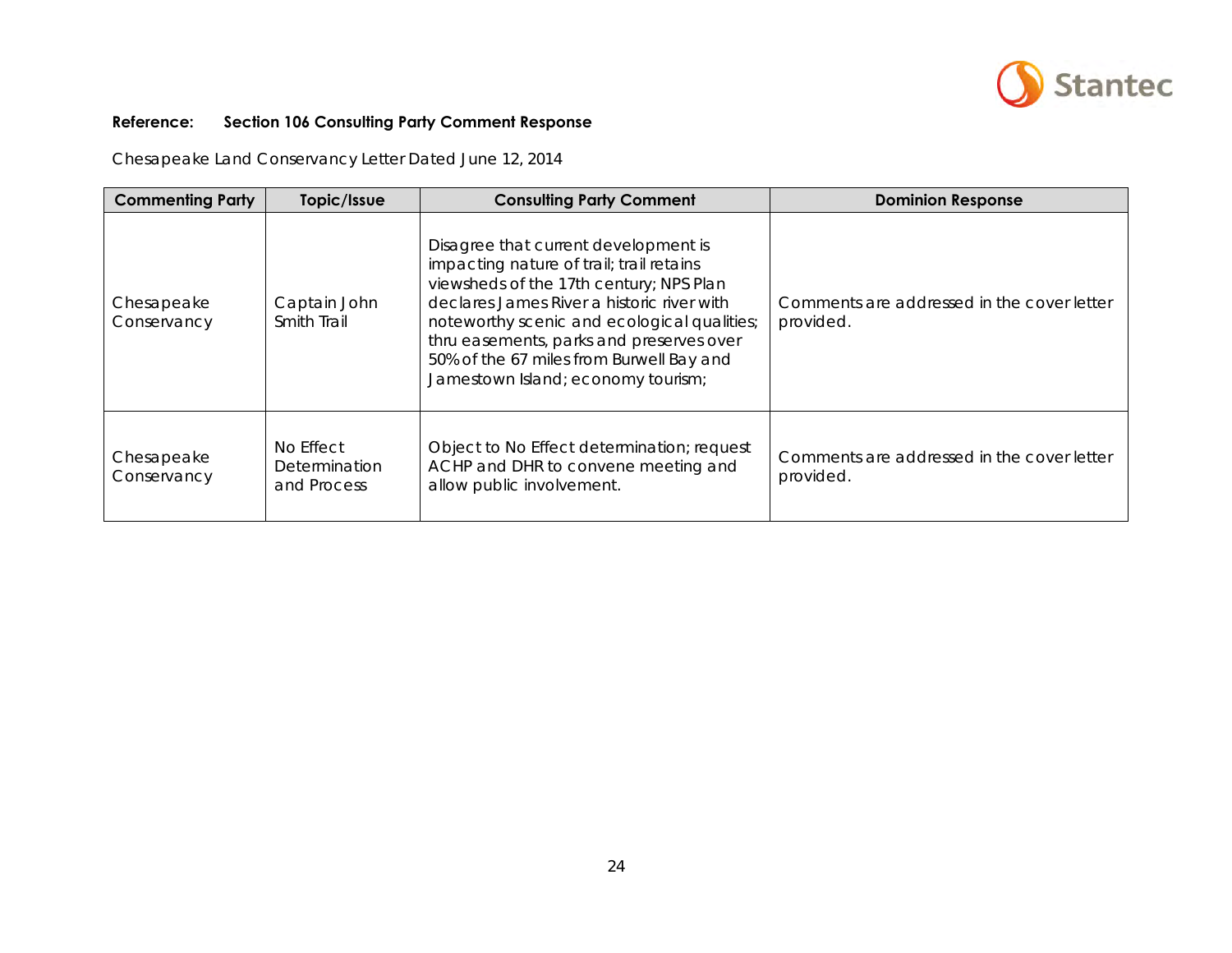**Reference: Section 106 Consulting Party Comment Response**

Chesapeake Land Conservancy Letter Dated June 12, 2014

| Commenting Party | Topic/Issue | Consulting Party Comment | Dominion Response |
|---|---|---|---|
| Chesapeake Conservancy | Captain John Smith Trail | Disagree that current development is impacting nature of trail; trail retains viewsheds of the 17th century; NPS Plan declares James River a historic river with noteworthy scenic and ecological qualities; thru easements, parks and preserves over 50% of the 67 miles from Burwell Bay and Jamestown Island; economy tourism; | Comments are addressed in the cover letter provided. |
| Chesapeake Conservancy | No Effect Determination and Process | Object to No Effect determination; request ACHP and DHR to convene meeting and allow public involvement. | Comments are addressed in the cover letter provided. |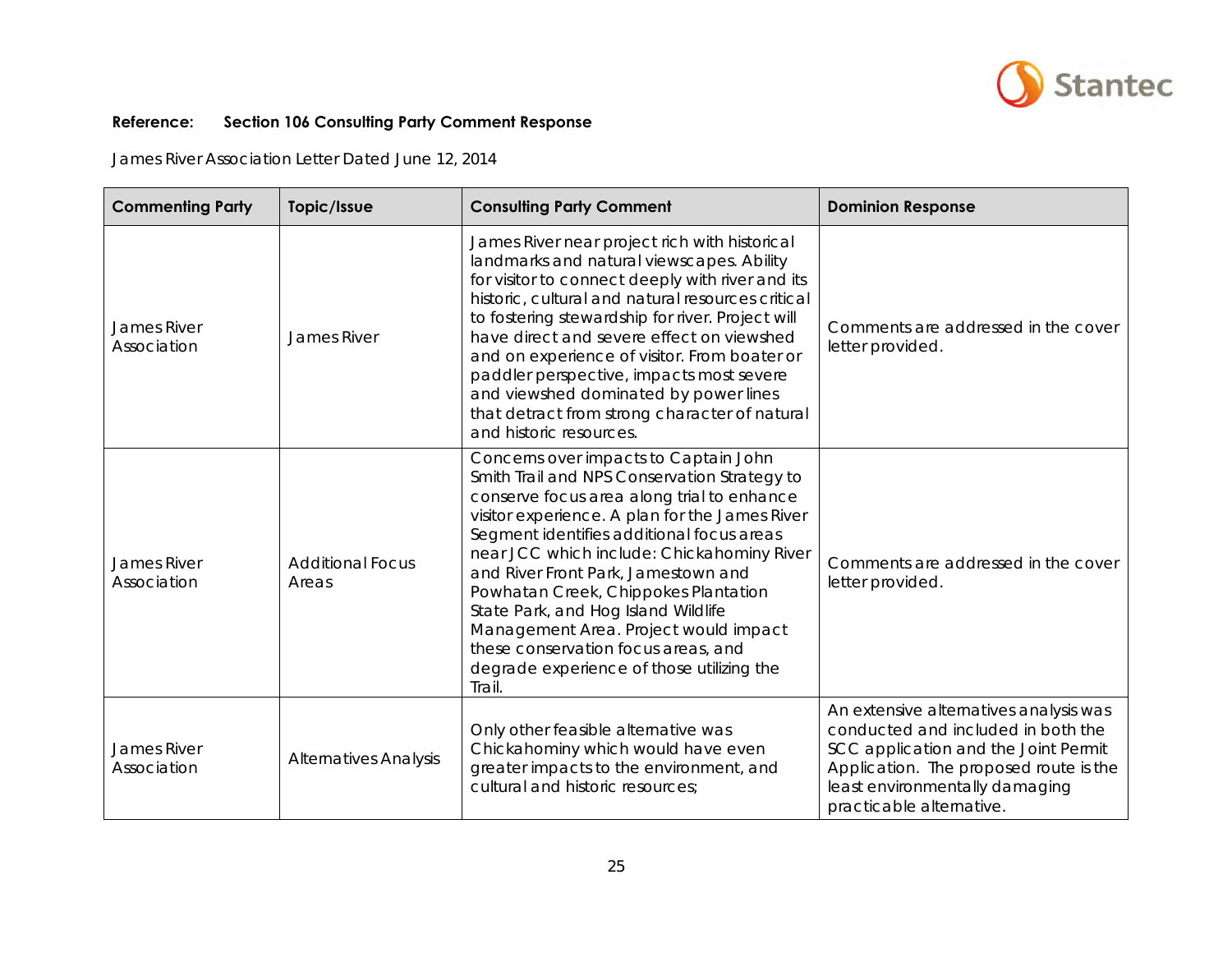**Reference: Section 106 Consulting Party Comment Response**

James River Association Letter Dated June 12, 2014

| Commenting Party | Topic/Issue | Consulting Party Comment | Dominion Response |
|---|---|---|---|
| James River Association | James River | James River near project rich with historical landmarks and natural viewscapes. Ability for visitor to connect deeply with river and its historic, cultural and natural resources critical to fostering stewardship for river. Project will have direct and severe effect on viewshed and on experience of visitor. From boater or paddler perspective, impacts most severe and viewshed dominated by power lines that detract from strong character of natural and historic resources. | Comments are addressed in the cover letter provided. |
| James River Association | Additional Focus Areas | Concerns over impacts to Captain John Smith Trail and NPS Conservation Strategy to conserve focus area along trial to enhance visitor experience. A plan for the James River Segment identifies additional focus areas near JCC which include: Chickahominy River and River Front Park, Jamestown and Powhatan Creek, Chippokes Plantation State Park, and Hog Island Wildlife Management Area. Project would impact these conservation focus areas, and degrade experience of those utilizing the Trail. | Comments are addressed in the cover letter provided. |
| James River Association | Alternatives Analysis | Only other feasible alternative was Chickahominy which would have even greater impacts to the environment, and cultural and historic resources; | An extensive alternatives analysis was conducted and included in both the SCC application and the Joint Permit Application. The proposed route is the least environmentally damaging practicable alternative. |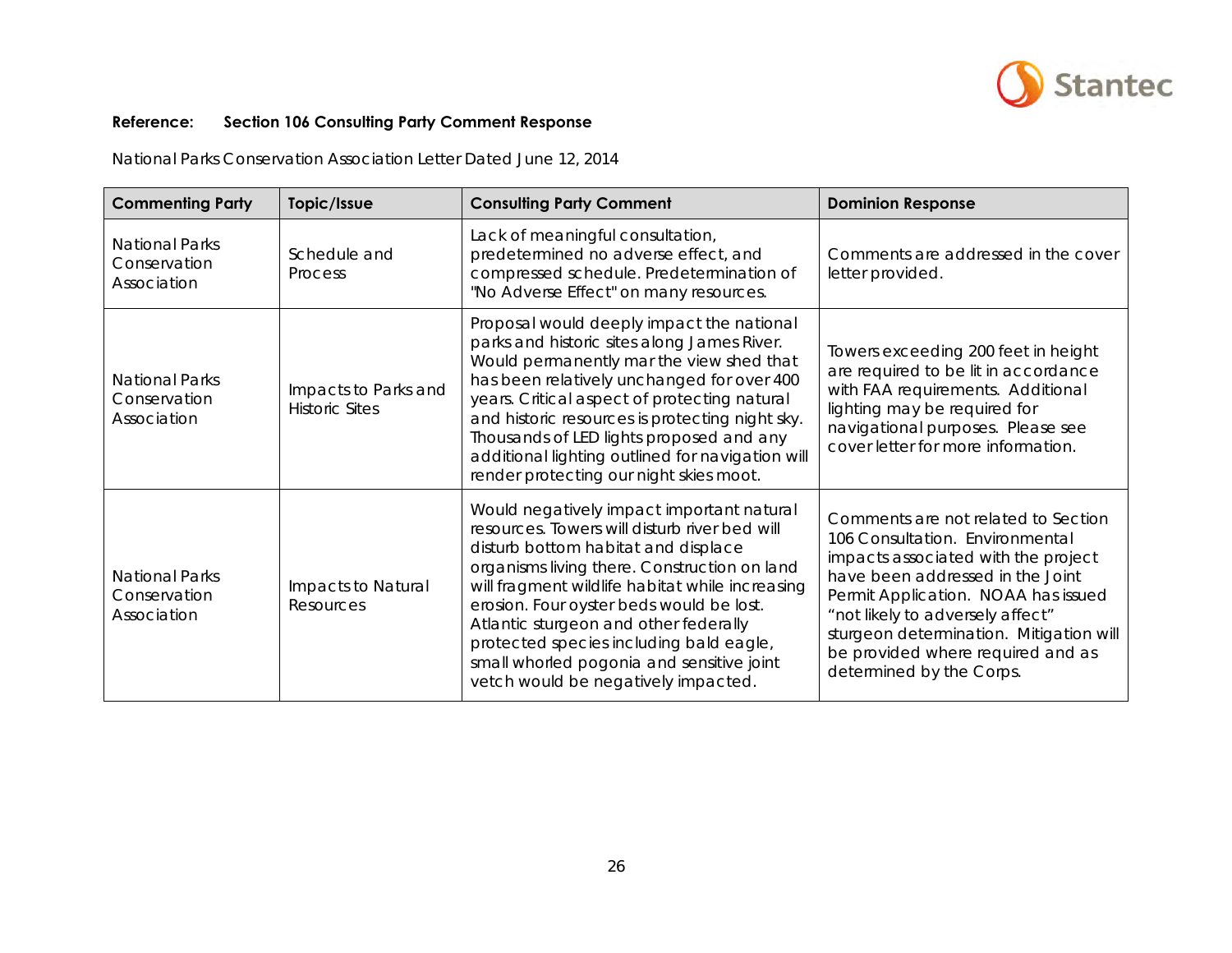**Reference: Section 106 Consulting Party Comment Response**

National Parks Conservation Association Letter Dated June 12, 2014

| Commenting Party | Topic/Issue | Consulting Party Comment | Dominion Response |
|---|---|---|---|
| National Parks Conservation Association | Schedule and Process | Lack of meaningful consultation, predetermined no adverse effect, and compressed schedule. Predetermination of "No Adverse Effect" on many resources. | Comments are addressed in the cover letter provided. |
| National Parks Conservation Association | Impacts to Parks and Historic Sites | Proposal would deeply impact the national parks and historic sites along James River. Would permanently mar the view shed that has been relatively unchanged for over 400 years. Critical aspect of protecting natural and historic resources is protecting night sky. Thousands of LED lights proposed and any additional lighting outlined for navigation will render protecting our night skies moot. | Towers exceeding 200 feet in height are required to be lit in accordance with FAA requirements. Additional lighting may be required for navigational purposes. Please see cover letter for more information. |
| National Parks Conservation Association | Impacts to Natural Resources | Would negatively impact important natural resources. Towers will disturb river bed will disturb bottom habitat and displace organisms living there. Construction on land will fragment wildlife habitat while increasing erosion. Four oyster beds would be lost. Atlantic sturgeon and other federally protected species including bald eagle, small whorled pogonia and sensitive joint vetch would be negatively impacted. | Comments are not related to Section 106 Consultation. Environmental impacts associated with the project have been addressed in the Joint Permit Application. NOAA has issued "not likely to adversely affect" sturgeon determination. Mitigation will be provided where required and as determined by the Corps. |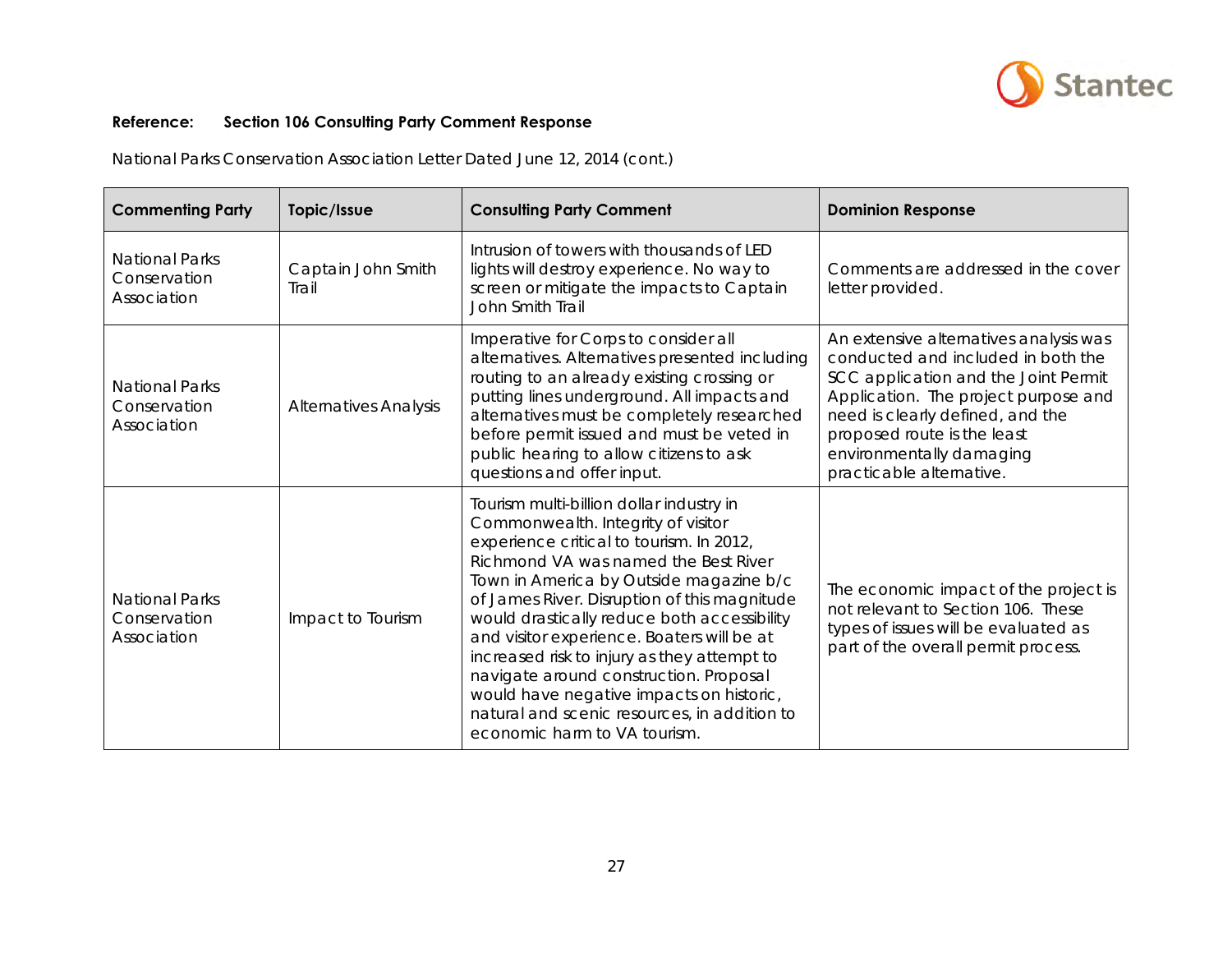**Reference: Section 106 Consulting Party Comment Response**

National Parks Conservation Association Letter Dated June 12, 2014 (cont.)

| Commenting Party | Topic/Issue | Consulting Party Comment | Dominion Response |
|---|---|---|---|
| National Parks Conservation Association | Captain John Smith Trail | Intrusion of towers with thousands of LED lights will destroy experience. No way to screen or mitigate the impacts to Captain John Smith Trail | Comments are addressed in the cover letter provided. |
| National Parks Conservation Association | Alternatives Analysis | Imperative for Corps to consider all alternatives. Alternatives presented including routing to an already existing crossing or putting lines underground. All impacts and alternatives must be completely researched before permit issued and must be veted in public hearing to allow citizens to ask questions and offer input. | An extensive alternatives analysis was conducted and included in both the SCC application and the Joint Permit Application. The project purpose and need is clearly defined, and the proposed route is the least environmentally damaging practicable alternative. |
| National Parks Conservation Association | Impact to Tourism | Tourism multi-billion dollar industry in Commonwealth. Integrity of visitor experience critical to tourism. In 2012, Richmond VA was named the Best River Town in America by Outside magazine b/c of James River. Disruption of this magnitude would drastically reduce both accessibility and visitor experience. Boaters will be at increased risk to injury as they attempt to navigate around construction. Proposal would have negative impacts on historic, natural and scenic resources, in addition to economic harm to VA tourism. | The economic impact of the project is not relevant to Section 106. These types of issues will be evaluated as part of the overall permit process. |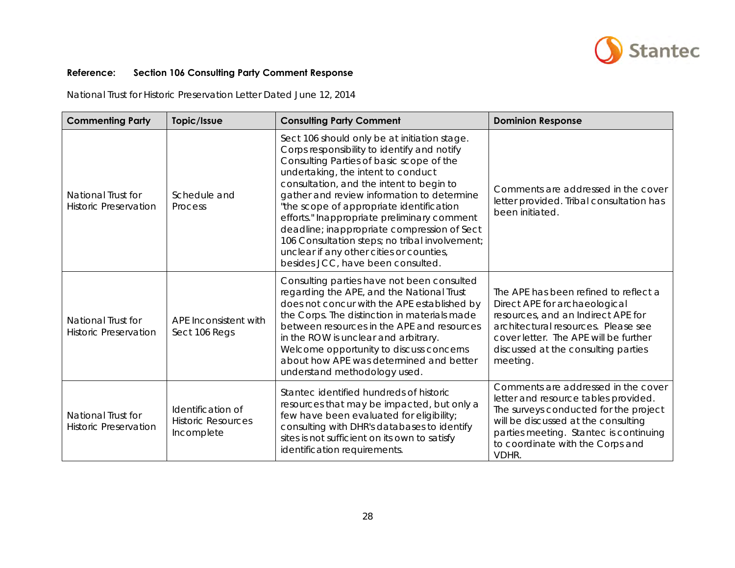**Reference: Section 106 Consulting Party Comment Response**

National Trust for Historic Preservation Letter Dated June 12, 2014

| Commenting Party | Topic/Issue | Consulting Party Comment | Dominion Response |
|---|---|---|---|
| National Trust for Historic Preservation | Schedule and Process | Sect 106 should only be at initiation stage. Corps responsibility to identify and notify Consulting Parties of basic scope of the undertaking, the intent to conduct consultation, and the intent to begin to gather and review information to determine "the scope of appropriate identification efforts." Inappropriate preliminary comment deadline; inappropriate compression of Sect 106 Consultation steps; no tribal involvement; unclear if any other cities or counties, besides JCC, have been consulted. | Comments are addressed in the cover letter provided. Tribal consultation has been initiated. |
| National Trust for Historic Preservation | APE Inconsistent with Sect 106 Regs | Consulting parties have not been consulted regarding the APE, and the National Trust does not concur with the APE established by the Corps. The distinction in materials made between resources in the APE and resources in the ROW is unclear and arbitrary. Welcome opportunity to discuss concerns about how APE was determined and better understand methodology used. | The APE has been refined to reflect a Direct APE for archaeological resources, and an Indirect APE for architectural resources. Please see cover letter. The APE will be further discussed at the consulting parties meeting. |
| National Trust for Historic Preservation | Identification of Historic Resources Incomplete | Stantec identified hundreds of historic resources that may be impacted, but only a few have been evaluated for eligibility; consulting with DHR's databases to identify sites is not sufficient on its own to satisfy identification requirements. | Comments are addressed in the cover letter and resource tables provided. The surveys conducted for the project will be discussed at the consulting parties meeting. Stantec is continuing to coordinate with the Corps and VDHR. |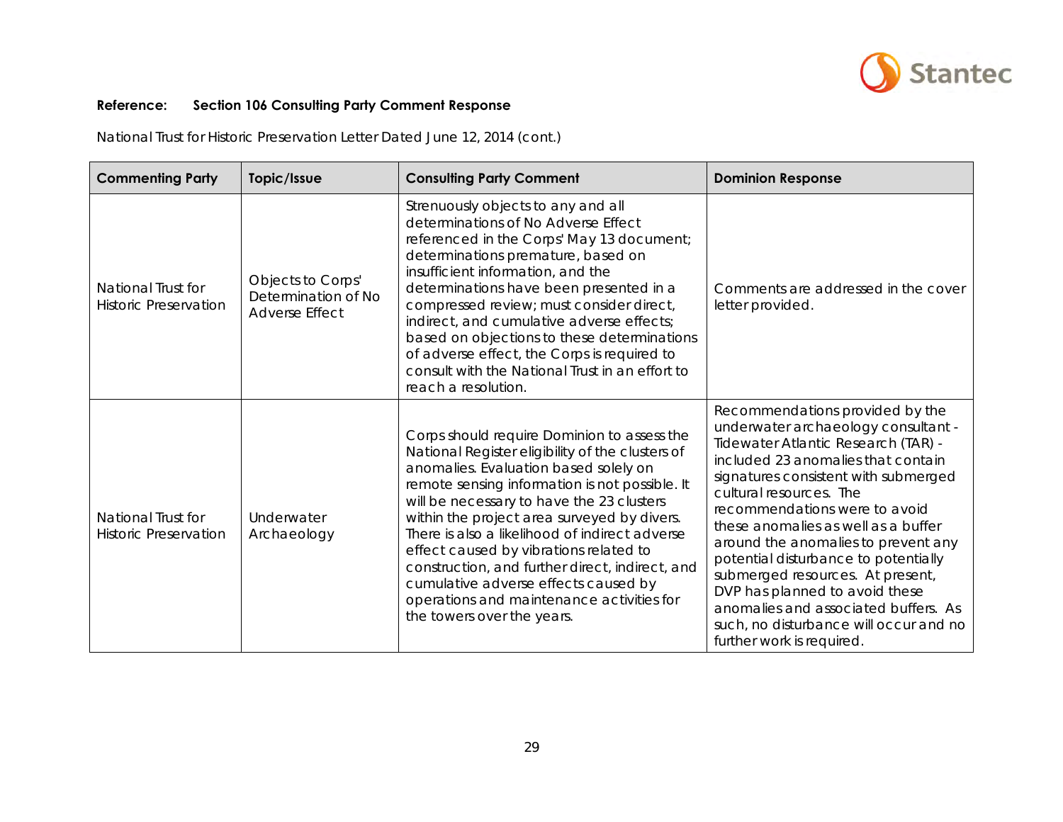**Reference: Section 106 Consulting Party Comment Response**

National Trust for Historic Preservation Letter Dated June 12, 2014 (cont.)

| Commenting Party | Topic/Issue | Consulting Party Comment | Dominion Response |
|---|---|---|---|
| National Trust for Historic Preservation | Objects to Corps' Determination of No Adverse Effect | Strenuously objects to any and all determinations of No Adverse Effect referenced in the Corps' May 13 document; determinations premature, based on insufficient information, and the determinations have been presented in a compressed review; must consider direct, indirect, and cumulative adverse effects; based on objections to these determinations of adverse effect, the Corps is required to consult with the National Trust in an effort to reach a resolution. | Comments are addressed in the cover letter provided. |
| National Trust for Historic Preservation | Underwater Archaeology | Corps should require Dominion to assess the National Register eligibility of the clusters of anomalies. Evaluation based solely on remote sensing information is not possible. It will be necessary to have the 23 clusters within the project area surveyed by divers. There is also a likelihood of indirect adverse effect caused by vibrations related to construction, and further direct, indirect, and cumulative adverse effects caused by operations and maintenance activities for the towers over the years. | Recommendations provided by the underwater archaeology consultant - Tidewater Atlantic Research (TAR) - included 23 anomalies that contain signatures consistent with submerged cultural resources. The recommendations were to avoid these anomalies as well as a buffer around the anomalies to prevent any potential disturbance to potentially submerged resources. At present, DVP has planned to avoid these anomalies and associated buffers. As such, no disturbance will occur and no further work is required. |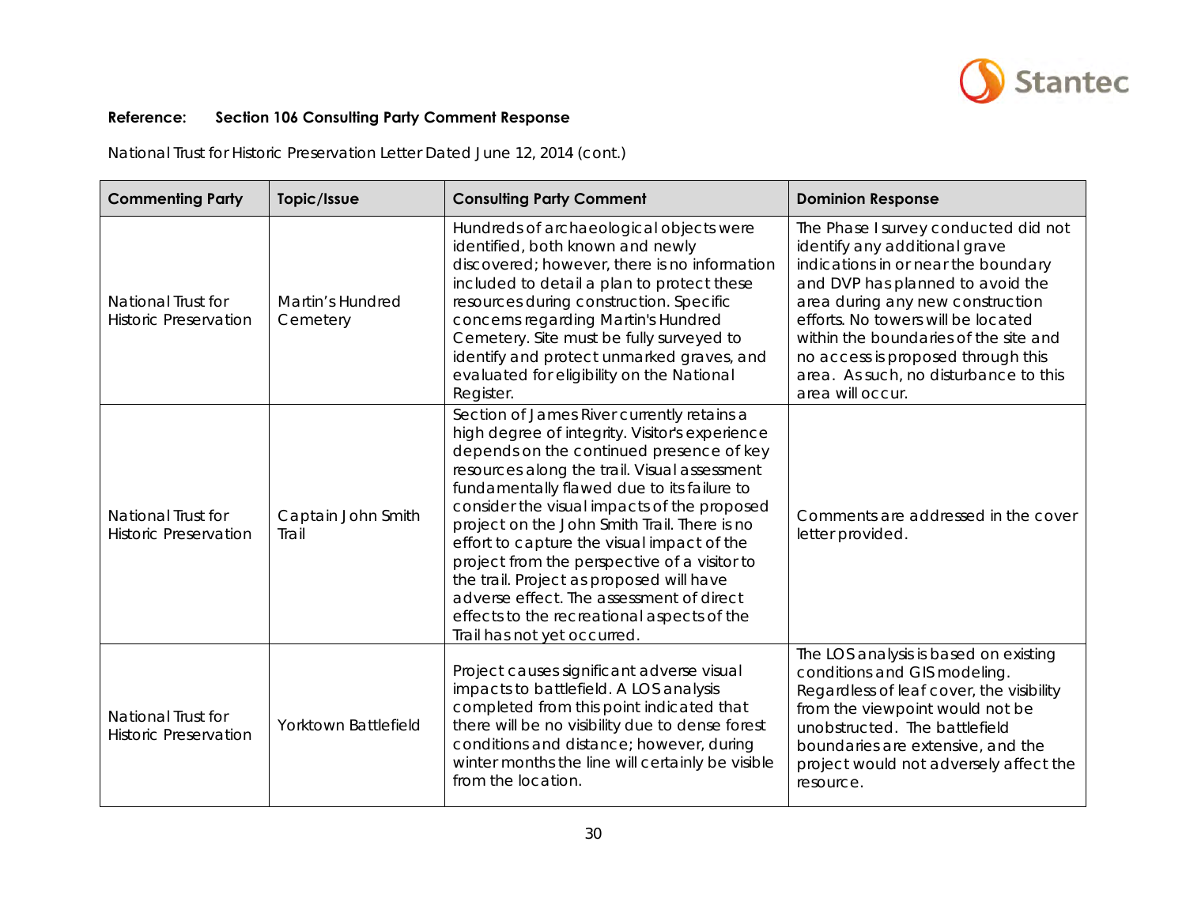**Reference: Section 106 Consulting Party Comment Response**

National Trust for Historic Preservation Letter Dated June 12, 2014 (cont.)

| Commenting Party | Topic/Issue | Consulting Party Comment | Dominion Response |
|---|---|---|---|
| National Trust for Historic Preservation | Martin's Hundred Cemetery | Hundreds of archaeological objects were identified, both known and newly discovered; however, there is no information included to detail a plan to protect these resources during construction. Specific concerns regarding Martin's Hundred Cemetery. Site must be fully surveyed to identify and protect unmarked graves, and evaluated for eligibility on the National Register. | The Phase I survey conducted did not identify any additional grave indications in or near the boundary and DVP has planned to avoid the area during any new construction efforts. No towers will be located within the boundaries of the site and no access is proposed through this area. As such, no disturbance to this area will occur. |
| National Trust for Historic Preservation | Captain John Smith Trail | Section of James River currently retains a high degree of integrity. Visitor's experience depends on the continued presence of key resources along the trail. Visual assessment fundamentally flawed due to its failure to consider the visual impacts of the proposed project on the John Smith Trail. There is no effort to capture the visual impact of the project from the perspective of a visitor to the trail. Project as proposed will have adverse effect. The assessment of direct effects to the recreational aspects of the Trail has not yet occurred. | Comments are addressed in the cover letter provided. |
| National Trust for Historic Preservation | Yorktown Battlefield | Project causes significant adverse visual impacts to battlefield. A LOS analysis completed from this point indicated that there will be no visibility due to dense forest conditions and distance; however, during winter months the line will certainly be visible from the location. | The LOS analysis is based on existing conditions and GIS modeling. Regardless of leaf cover, the visibility from the viewpoint would not be unobstructed. The battlefield boundaries are extensive, and the project would not adversely affect the resource. |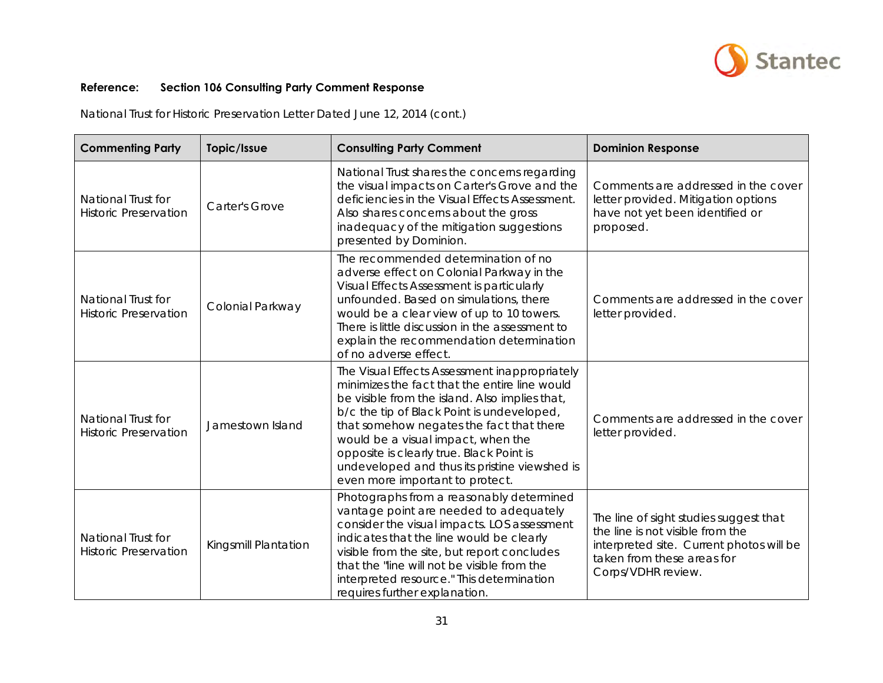**Reference: Section 106 Consulting Party Comment Response**

National Trust for Historic Preservation Letter Dated June 12, 2014 (cont.)

| Commenting Party | Topic/Issue | Consulting Party Comment | Dominion Response |
|---|---|---|---|
| National Trust for Historic Preservation | Carter's Grove | National Trust shares the concerns regarding the visual impacts on Carter's Grove and the deficiencies in the Visual Effects Assessment. Also shares concerns about the gross inadequacy of the mitigation suggestions presented by Dominion. | Comments are addressed in the cover letter provided. Mitigation options have not yet been identified or proposed. |
| National Trust for Historic Preservation | Colonial Parkway | The recommended determination of no adverse effect on Colonial Parkway in the Visual Effects Assessment is particularly unfounded. Based on simulations, there would be a clear view of up to 10 towers. There is little discussion in the assessment to explain the recommendation determination of no adverse effect. | Comments are addressed in the cover letter provided. |
| National Trust for Historic Preservation | Jamestown Island | The Visual Effects Assessment inappropriately minimizes the fact that the entire line would be visible from the island. Also implies that, b/c the tip of Black Point is undeveloped, that somehow negates the fact that there would be a visual impact, when the opposite is clearly true. Black Point is undeveloped and thus its pristine viewshed is even more important to protect. | Comments are addressed in the cover letter provided. |
| National Trust for Historic Preservation | Kingsmill Plantation | Photographs from a reasonably determined vantage point are needed to adequately consider the visual impacts. LOS assessment indicates that the line would be clearly visible from the site, but report concludes that the "line will not be visible from the interpreted resource." This determination requires further explanation. | The line of sight studies suggest that the line is not visible from the interpreted site. Current photos will be taken from these areas for Corps/VDHR review. |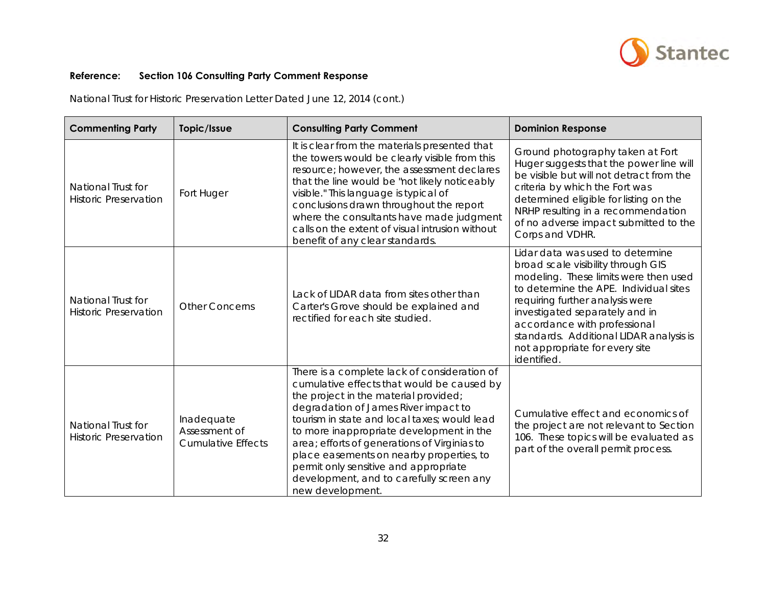**Reference: Section 106 Consulting Party Comment Response**

National Trust for Historic Preservation Letter Dated June 12, 2014 (cont.)

| Commenting Party | Topic/Issue | Consulting Party Comment | Dominion Response |
|---|---|---|---|
| National Trust for Historic Preservation | Fort Huger | It is clear from the materials presented that the towers would be clearly visible from this resource; however, the assessment declares that the line would be "not likely noticeably visible." This language is typical of conclusions drawn throughout the report where the consultants have made judgment calls on the extent of visual intrusion without benefit of any clear standards. | Ground photography taken at Fort Huger suggests that the power line will be visible but will not detract from the criteria by which the Fort was determined eligible for listing on the NRHP resulting in a recommendation of no adverse impact submitted to the Corps and VDHR. |
| National Trust for Historic Preservation | Other Concerns | Lack of LIDAR data from sites other than Carter's Grove should be explained and rectified for each site studied. | Lidar data was used to determine broad scale visibility through GIS modeling. These limits were then used to determine the APE. Individual sites requiring further analysis were investigated separately and in accordance with professional standards. Additional LIDAR analysis is not appropriate for every site identified. |
| National Trust for Historic Preservation | Inadequate Assessment of Cumulative Effects | There is a complete lack of consideration of cumulative effects that would be caused by the project in the material provided; degradation of James River impact to tourism in state and local taxes; would lead to more inappropriate development in the area; efforts of generations of Virginias to place easements on nearby properties, to permit only sensitive and appropriate development, and to carefully screen any new development. | Cumulative effect and economics of the project are not relevant to Section 106. These topics will be evaluated as part of the overall permit process. |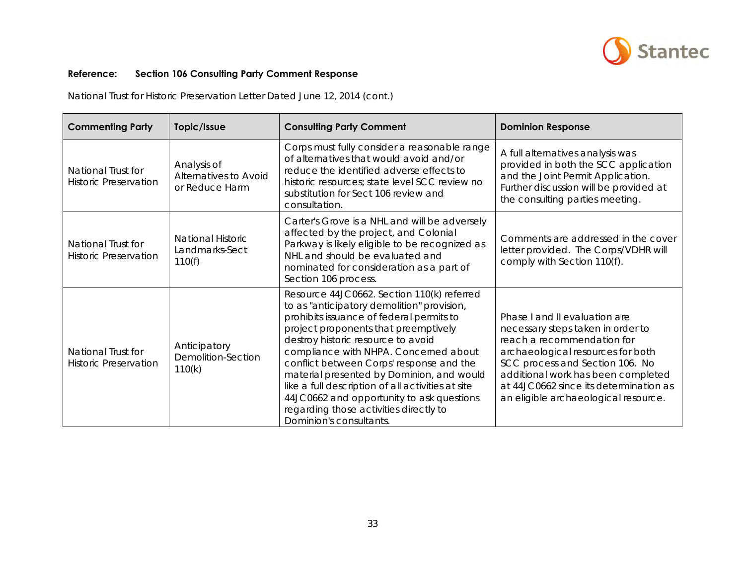**Reference:** **Section 106 Consulting Party Comment Response**

National Trust for Historic Preservation Letter Dated June 12, 2014 (cont.)

| Commenting Party | Topic/Issue | Consulting Party Comment | Dominion Response |
|---|---|---|---|
| National Trust for Historic Preservation | Analysis of Alternatives to Avoid or Reduce Harm | Corps must fully consider a reasonable range of alternatives that would avoid and/or reduce the identified adverse effects to historic resources; state level SCC review no substitution for Sect 106 review and consultation. | A full alternatives analysis was provided in both the SCC application and the Joint Permit Application. Further discussion will be provided at the consulting parties meeting. |
| National Trust for Historic Preservation | National Historic Landmarks-Sect 110(f) | Carter's Grove is a NHL and will be adversely affected by the project, and Colonial Parkway is likely eligible to be recognized as NHL and should be evaluated and nominated for consideration as a part of Section 106 process. | Comments are addressed in the cover letter provided. The Corps/VDHR will comply with Section 110(f). |
| National Trust for Historic Preservation | Anticipatory Demolition-Section 110(k) | Resource 44JC0662. Section 110(k) referred to as "anticipatory demolition" provision, prohibits issuance of federal permits to project proponents that preemptively destroy historic resource to avoid compliance with NHPA. Concerned about conflict between Corps' response and the material presented by Dominion, and would like a full description of all activities at site 44JC0662 and opportunity to ask questions regarding those activities directly to Dominion's consultants. | Phase I and II evaluation are necessary steps taken in order to reach a recommendation for archaeological resources for both SCC process and Section 106. No additional work has been completed at 44JC0662 since its determination as an eligible archaeological resource. |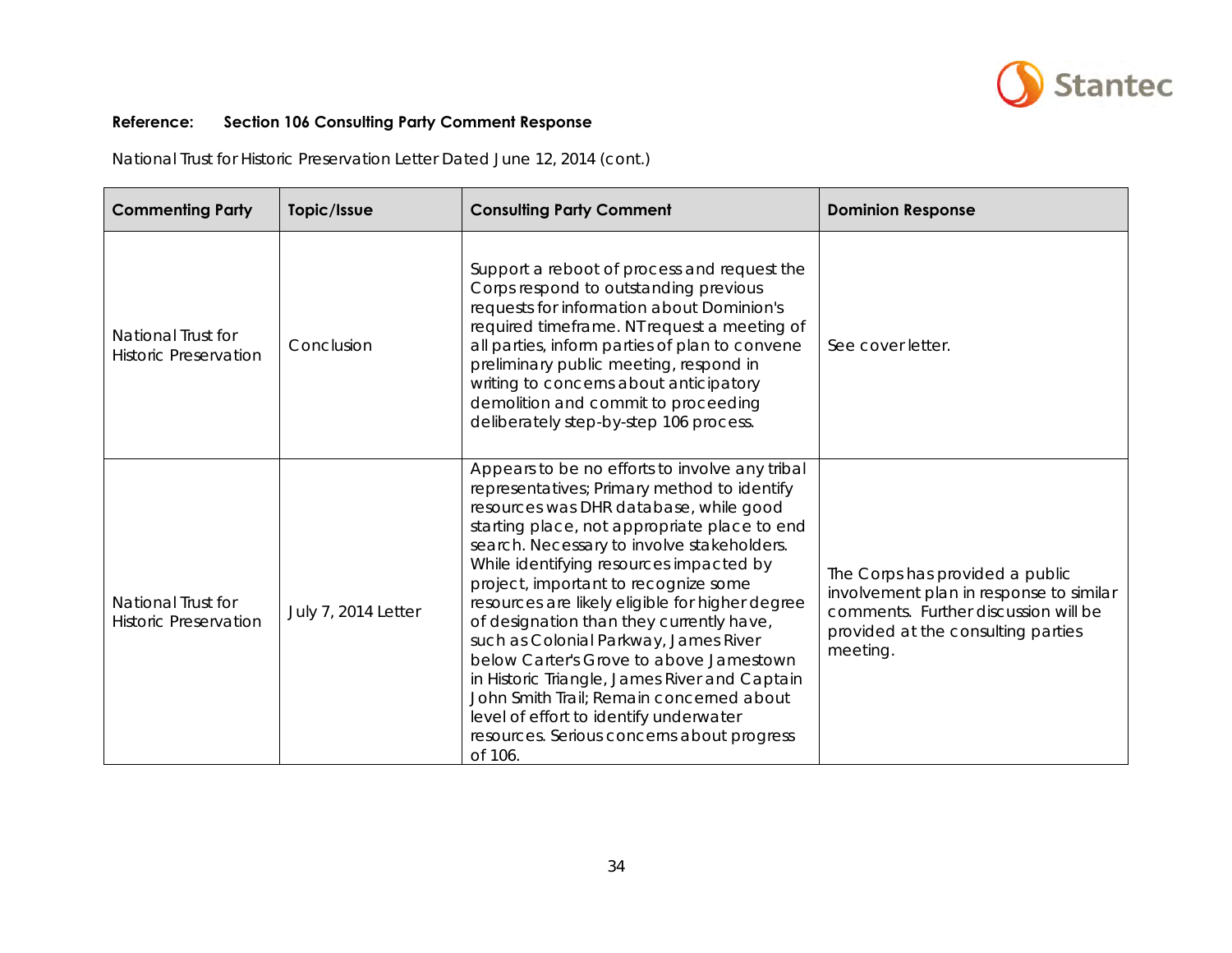**Reference: Section 106 Consulting Party Comment Response**

National Trust for Historic Preservation Letter Dated June 12, 2014 (cont.)

| Commenting Party | Topic/Issue | Consulting Party Comment | Dominion Response |
|---|---|---|---|
| National Trust for Historic Preservation | Conclusion | Support a reboot of process and request the Corps respond to outstanding previous requests for information about Dominion's required timeframe. NT request a meeting of all parties, inform parties of plan to convene preliminary public meeting, respond in writing to concerns about anticipatory demolition and commit to proceeding deliberately step-by-step 106 process. | See cover letter. |
| National Trust for Historic Preservation | July 7, 2014 Letter | Appears to be no efforts to involve any tribal representatives; Primary method to identify resources was DHR database, while good starting place, not appropriate place to end search. Necessary to involve stakeholders. While identifying resources impacted by project, important to recognize some resources are likely eligible for higher degree of designation than they currently have, such as Colonial Parkway, James River below Carter's Grove to above Jamestown in Historic Triangle, James River and Captain John Smith Trail; Remain concerned about level of effort to identify underwater resources. Serious concerns about progress of 106. | The Corps has provided a public involvement plan in response to similar comments. Further discussion will be provided at the consulting parties meeting. |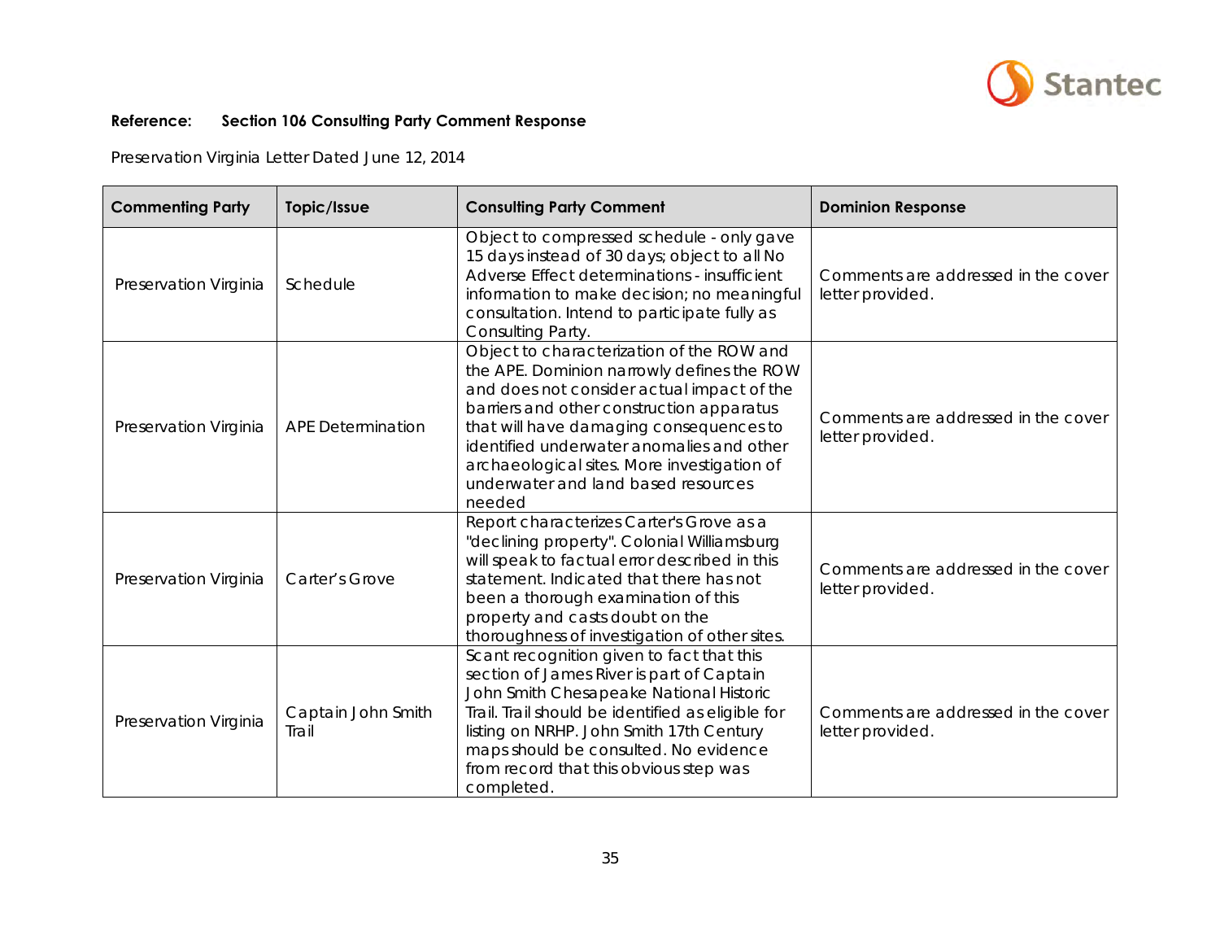**Reference: Section 106 Consulting Party Comment Response**

Preservation Virginia Letter Dated June 12, 2014

| Commenting Party | Topic/Issue | Consulting Party Comment | Dominion Response |
| --- | --- | --- | --- |
| Preservation Virginia | Schedule | Object to compressed schedule - only gave 15 days instead of 30 days; object to all No Adverse Effect determinations - insufficient information to make decision; no meaningful consultation. Intend to participate fully as Consulting Party. | Comments are addressed in the cover letter provided. |
| Preservation Virginia | APE Determination | Object to characterization of the ROW and the APE. Dominion narrowly defines the ROW and does not consider actual impact of the barriers and other construction apparatus that will have damaging consequences to identified underwater anomalies and other archaeological sites. More investigation of underwater and land based resources needed | Comments are addressed in the cover letter provided. |
| Preservation Virginia | Carter's Grove | Report characterizes Carter's Grove as a "declining property". Colonial Williamsburg will speak to factual error described in this statement. Indicated that there has not been a thorough examination of this property and casts doubt on the thoroughness of investigation of other sites. | Comments are addressed in the cover letter provided. |
| Preservation Virginia | Captain John Smith Trail | Scant recognition given to fact that this section of James River is part of Captain John Smith Chesapeake National Historic Trail. Trail should be identified as eligible for listing on NRHP. John Smith 17th Century maps should be consulted. No evidence from record that this obvious step was completed. | Comments are addressed in the cover letter provided. |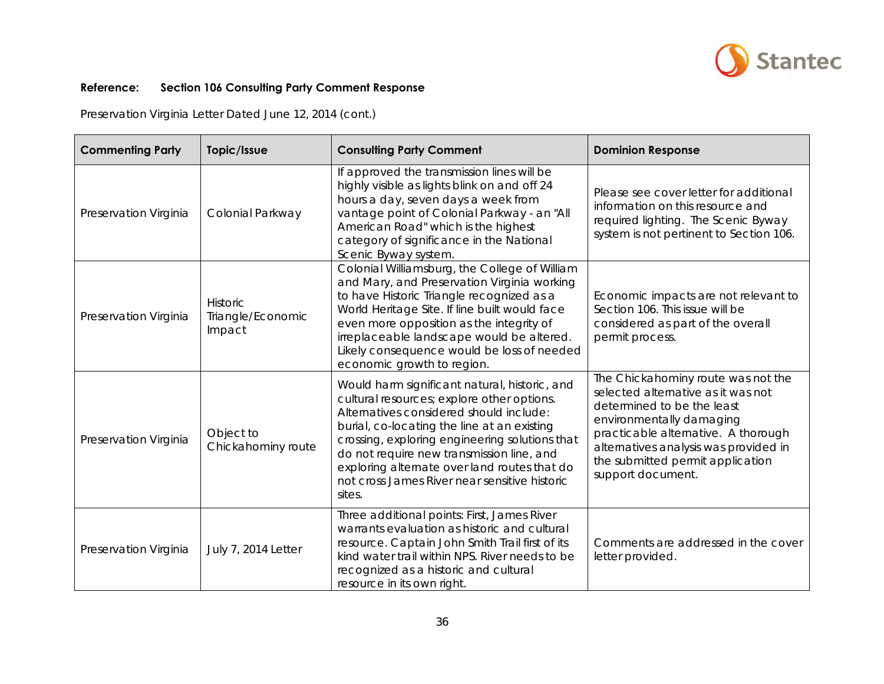**Reference: Section 106 Consulting Party Comment Response**

Preservation Virginia Letter Dated June 12, 2014 (cont.)

| Commenting Party | Topic/Issue | Consulting Party Comment | Dominion Response |
|---|---|---|---|
| Preservation Virginia | Colonial Parkway | If approved the transmission lines will be highly visible as lights blink on and off 24 hours a day, seven days a week from vantage point of Colonial Parkway - an "All American Road" which is the highest category of significance in the National Scenic Byway system. | Please see cover letter for additional information on this resource and required lighting. The Scenic Byway system is not pertinent to Section 106. |
| Preservation Virginia | Historic Triangle/Economic Impact | Colonial Williamsburg, the College of William and Mary, and Preservation Virginia working to have Historic Triangle recognized as a World Heritage Site. If line built would face even more opposition as the integrity of irreplaceable landscape would be altered. Likely consequence would be loss of needed economic growth to region. | Economic impacts are not relevant to Section 106. This issue will be considered as part of the overall permit process. |
| Preservation Virginia | Object to Chickahominy route | Would harm significant natural, historic, and cultural resources; explore other options. Alternatives considered should include: burial, co-locating the line at an existing crossing, exploring engineering solutions that do not require new transmission line, and exploring alternate over land routes that do not cross James River near sensitive historic sites. | The Chickahominy route was not the selected alternative as it was not determined to be the least environmentally damaging practicable alternative. A thorough alternatives analysis was provided in the submitted permit application support document. |
| Preservation Virginia | July 7, 2014 Letter | Three additional points: First, James River warrants evaluation as historic and cultural resource. Captain John Smith Trail first of its kind water trail within NPS. River needs to be recognized as a historic and cultural resource in its own right. | Comments are addressed in the cover letter provided. |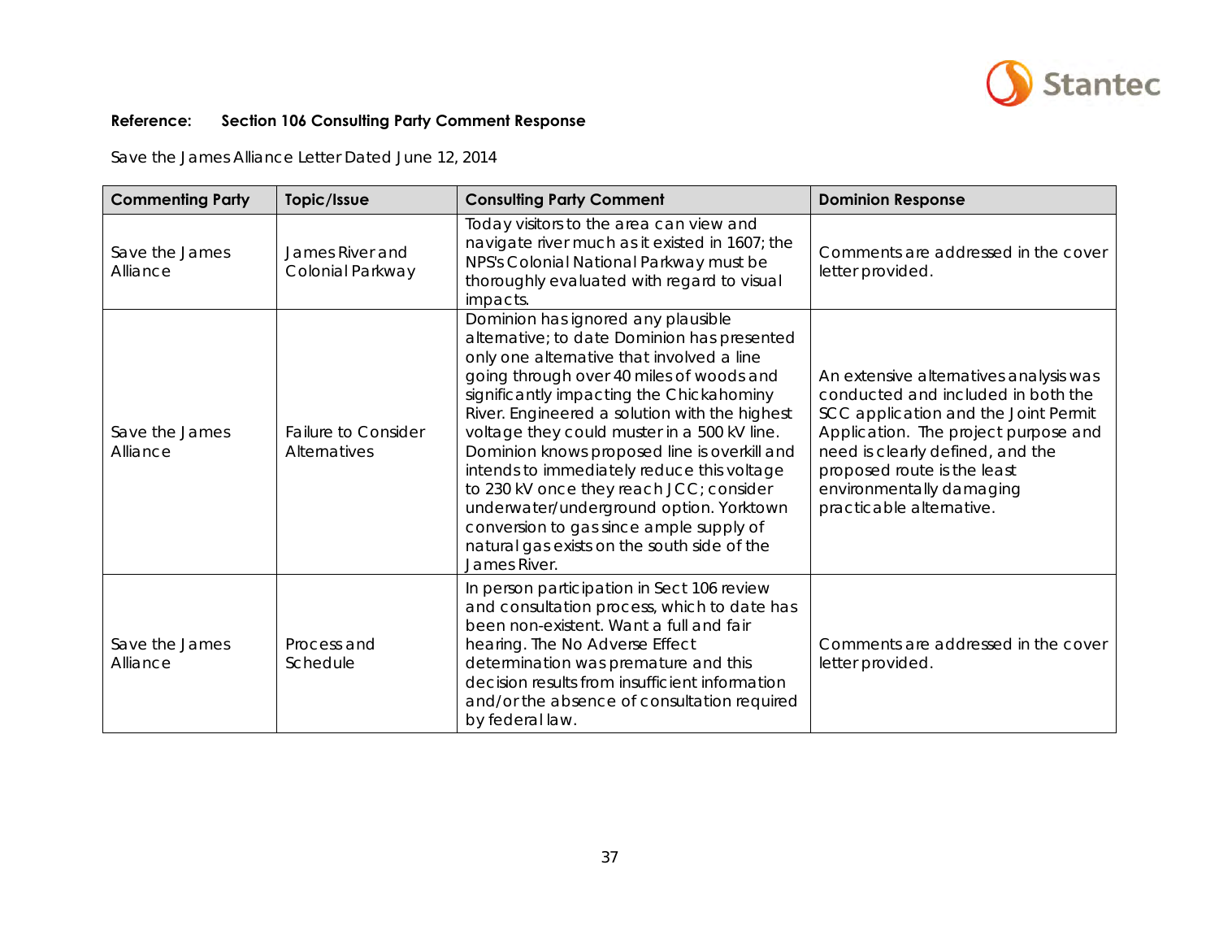**Reference:** **Section 106 Consulting Party Comment Response**

Save the James Alliance Letter Dated June 12, 2014

| Commenting Party | Topic/Issue | Consulting Party Comment | Dominion Response |
|---|---|---|---|
| Save the James Alliance | James River and Colonial Parkway | Today visitors to the area can view and navigate river much as it existed in 1607; the NPS's Colonial National Parkway must be thoroughly evaluated with regard to visual impacts. | Comments are addressed in the cover letter provided. |
| Save the James Alliance | Failure to Consider Alternatives | Dominion has ignored any plausible alternative; to date Dominion has presented only one alternative that involved a line going through over 40 miles of woods and significantly impacting the Chickahominy River. Engineered a solution with the highest voltage they could muster in a 500 kV line. Dominion knows proposed line is overkill and intends to immediately reduce this voltage to 230 kV once they reach JCC; consider underwater/underground option. Yorktown conversion to gas since ample supply of natural gas exists on the south side of the James River. | An extensive alternatives analysis was conducted and included in both the SCC application and the Joint Permit Application. The project purpose and need is clearly defined, and the proposed route is the least environmentally damaging practicable alternative. |
| Save the James Alliance | Process and Schedule | In person participation in Sect 106 review and consultation process, which to date has been non-existent. Want a full and fair hearing. The No Adverse Effect determination was premature and this decision results from insufficient information and/or the absence of consultation required by federal law. | Comments are addressed in the cover letter provided. |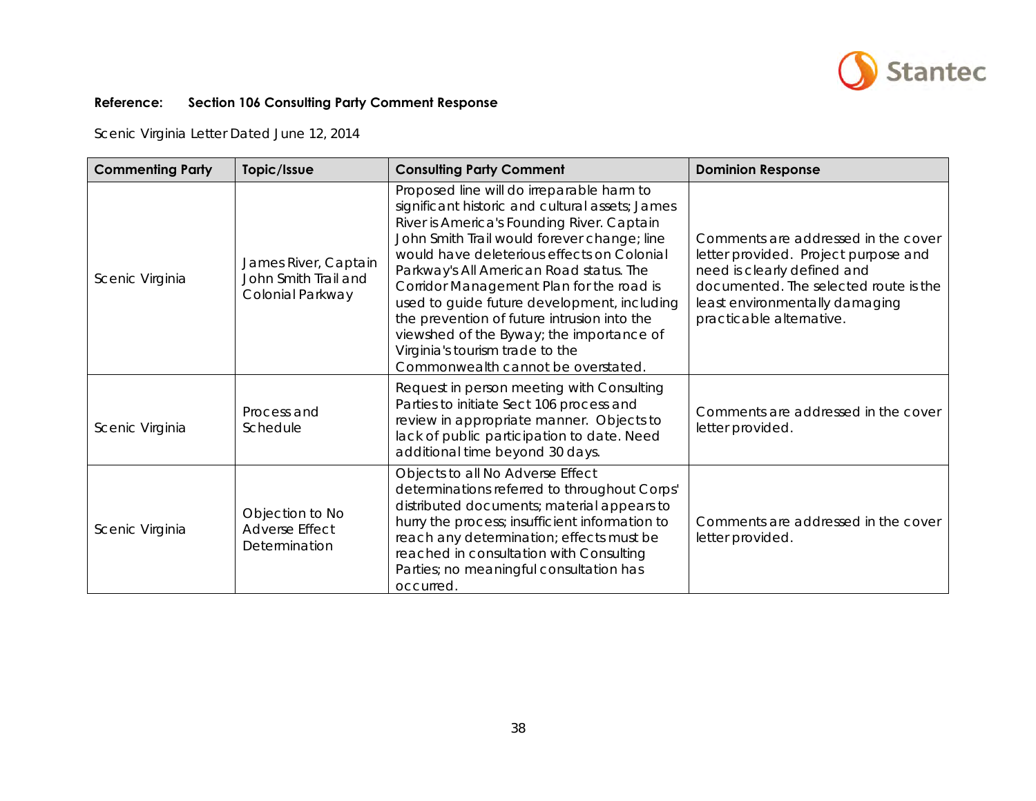**Reference: Section 106 Consulting Party Comment Response**

Scenic Virginia Letter Dated June 12, 2014

| Commenting Party | Topic/Issue | Consulting Party Comment | Dominion Response |
|---|---|---|---|
| Scenic Virginia | James River, Captain John Smith Trail and Colonial Parkway | Proposed line will do irreparable harm to significant historic and cultural assets; James River is America's Founding River. Captain John Smith Trail would forever change; line would have deleterious effects on Colonial Parkway's All American Road status. The Corridor Management Plan for the road is used to guide future development, including the prevention of future intrusion into the viewshed of the Byway; the importance of Virginia's tourism trade to the Commonwealth cannot be overstated. | Comments are addressed in the cover letter provided. Project purpose and need is clearly defined and documented. The selected route is the least environmentally damaging practicable alternative. |
| Scenic Virginia | Process and Schedule | Request in person meeting with Consulting Parties to initiate Sect 106 process and review in appropriate manner. Objects to lack of public participation to date. Need additional time beyond 30 days. | Comments are addressed in the cover letter provided. |
| Scenic Virginia | Objection to No Adverse Effect Determination | Objects to all No Adverse Effect determinations referred to throughout Corps' distributed documents; material appears to hurry the process; insufficient information to reach any determination; effects must be reached in consultation with Consulting Parties; no meaningful consultation has occurred. | Comments are addressed in the cover letter provided. |